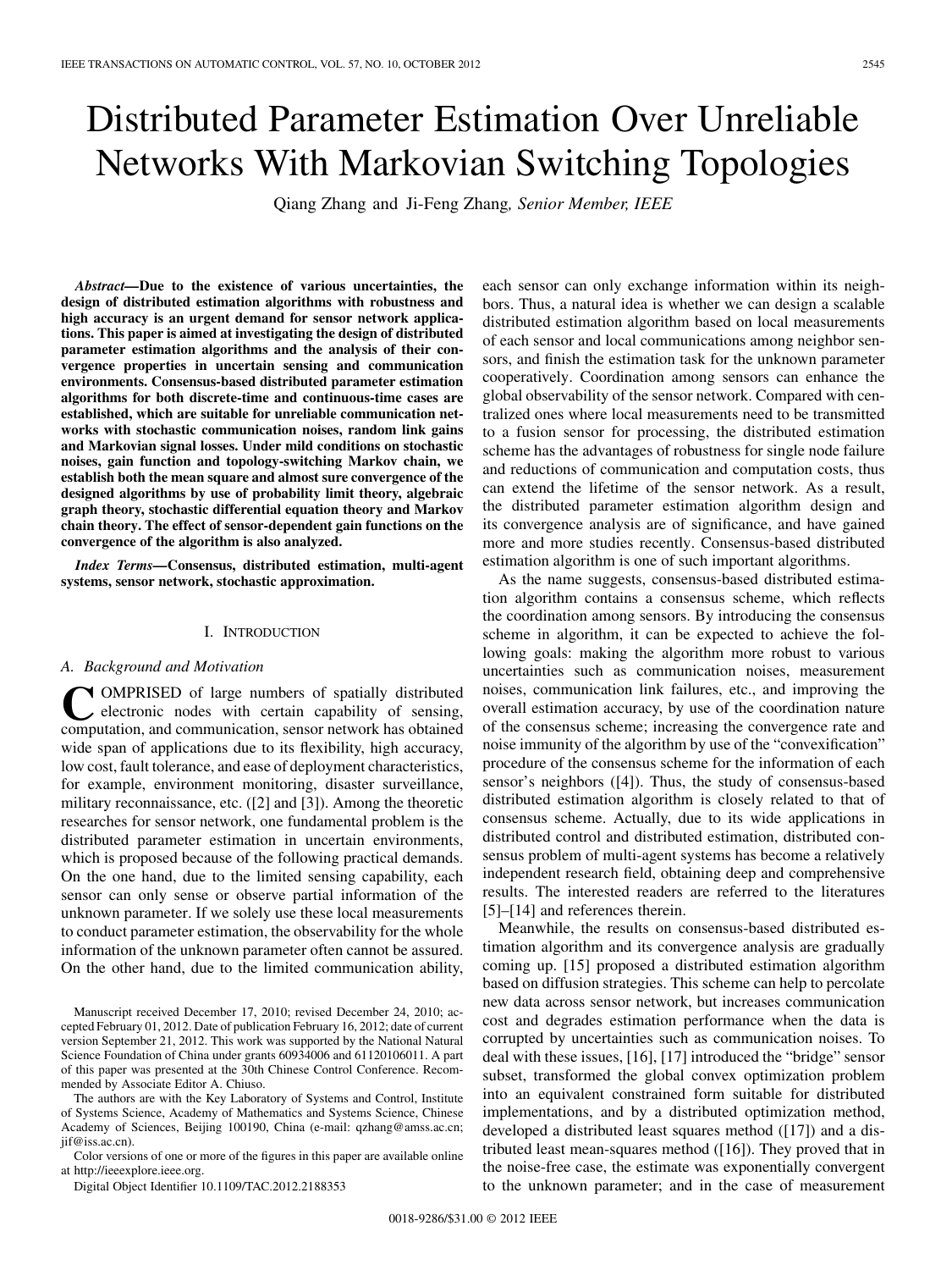# Distributed Parameter Estimation Over Unreliable Networks With Markovian Switching Topologies

Qiang Zhang and Ji-Feng Zhang, *Senior Member, IEEE*

***Abstract*—Due to the existence of various uncertainties, the design of distributed estimation algorithms with robustness and high accuracy is an urgent demand for sensor network applications. This paper is aimed at investigating the design of distributed parameter estimation algorithms and the analysis of their convergence properties in uncertain sensing and communication environments. Consensus-based distributed parameter estimation algorithms for both discrete-time and continuous-time cases are established, which are suitable for unreliable communication networks with stochastic communication noises, random link gains and Markovian signal losses. Under mild conditions on stochastic noises, gain function and topology-switching Markov chain, we establish both the mean square and almost sure convergence of the designed algorithms by use of probability limit theory, algebraic graph theory, stochastic differential equation theory and Markov chain theory. The effect of sensor-dependent gain functions on the convergence of the algorithm is also analyzed.**

***Index Terms*—Consensus, distributed estimation, multi-agent systems, sensor network, stochastic approximation.**

## I. Introduction

### A. Background and Motivation

COMPRISED of large numbers of spatially distributed electronic nodes with certain capability of sensing, computation, and communication, sensor network has obtained wide span of applications due to its flexibility, high accuracy, low cost, fault tolerance, and ease of deployment characteristics, for example, environment monitoring, disaster surveillance, military reconnaissance, etc. ([2] and [3]). Among the theoretic researches for sensor network, one fundamental problem is the distributed parameter estimation in uncertain environments, which is proposed because of the following practical demands. On the one hand, due to the limited sensing capability, each sensor can only sense or observe partial information of the unknown parameter. If we solely use these local measurements to conduct parameter estimation, the observability for the whole information of the unknown parameter often cannot be assured. On the other hand, due to the limited communication ability, each sensor can only exchange information within its neighbors. Thus, a natural idea is whether we can design a scalable distributed estimation algorithm based on local measurements of each sensor and local communications among neighbor sensors, and finish the estimation task for the unknown parameter cooperatively. Coordination among sensors can enhance the global observability of the sensor network. Compared with centralized ones where local measurements need to be transmitted to a fusion sensor for processing, the distributed estimation scheme has the advantages of robustness for single node failure and reductions of communication and computation costs, thus can extend the lifetime of the sensor network. As a result, the distributed parameter estimation algorithm design and its convergence analysis are of significance, and have gained more and more studies recently. Consensus-based distributed estimation algorithm is one of such important algorithms.

As the name suggests, consensus-based distributed estimation algorithm contains a consensus scheme, which reflects the coordination among sensors. By introducing the consensus scheme in algorithm, it can be expected to achieve the following goals: making the algorithm more robust to various uncertainties such as communication noises, measurement noises, communication link failures, etc., and improving the overall estimation accuracy, by use of the coordination nature of the consensus scheme; increasing the convergence rate and noise immunity of the algorithm by use of the "convexification" procedure of the consensus scheme for the information of each sensor's neighbors ([4]). Thus, the study of consensus-based distributed estimation algorithm is closely related to that of consensus scheme. Actually, due to its wide applications in distributed control and distributed estimation, distributed consensus problem of multi-agent systems has become a relatively independent research field, obtaining deep and comprehensive results. The interested readers are referred to the literatures [5]–[14] and references therein.

Meanwhile, the results on consensus-based distributed estimation algorithm and its convergence analysis are gradually coming up. [15] proposed a distributed estimation algorithm based on diffusion strategies. This scheme can help to percolate new data across sensor network, but increases communication cost and degrades estimation performance when the data is corrupted by uncertainties such as communication noises. To deal with these issues, [16], [17] introduced the "bridge" sensor subset, transformed the global convex optimization problem into an equivalent constrained form suitable for distributed implementations, and by a distributed optimization method, developed a distributed least squares method ([17]) and a distributed least mean-squares method ([16]). They proved that in the noise-free case, the estimate was exponentially convergent to the unknown parameter; and in the case of measurement

Manuscript received December 17, 2010; revised December 24, 2010; accepted February 01, 2012. Date of publication February 16, 2012; date of current version September 21, 2012. This work was supported by the National Natural Science Foundation of China under grants 60934006 and 61120106011. A part of this paper was presented at the 30th Chinese Control Conference. Recommended by Associate Editor A. Chiuso.

The authors are with the Key Laboratory of Systems and Control, Institute of Systems Science, Academy of Mathematics and Systems Science, Chinese Academy of Sciences, Beijing 100190, China (e-mail: qzhang@amss.ac.cn; jif@iss.ac.cn).

Color versions of one or more of the figures in this paper are available online at http://ieeexplore.ieee.org.

Digital Object Identifier 10.1109/TAC.2012.2188353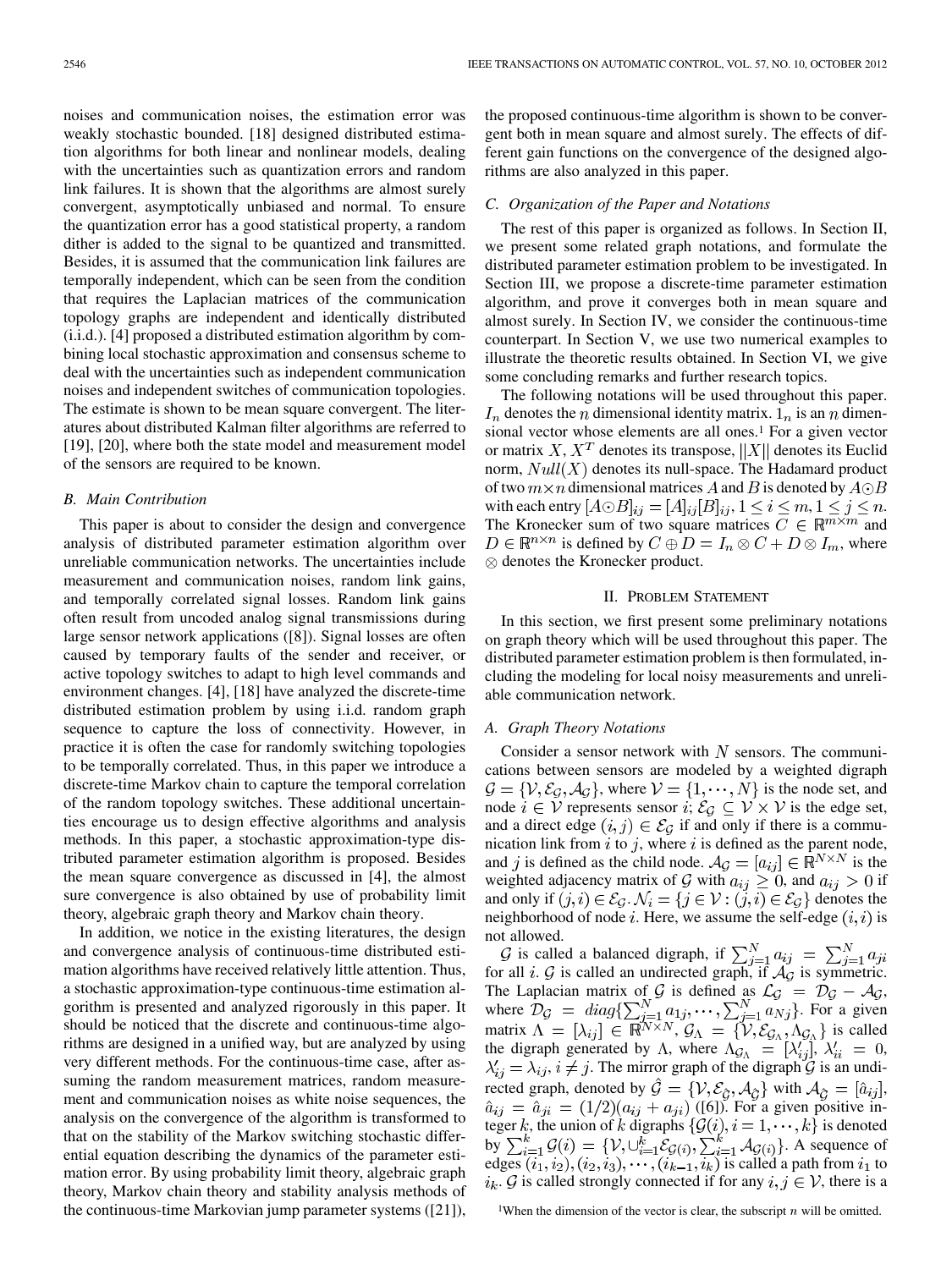noises and communication noises, the estimation error was weakly stochastic bounded. [18] designed distributed estimation algorithms for both linear and nonlinear models, dealing with the uncertainties such as quantization errors and random link failures. It is shown that the algorithms are almost surely convergent, asymptotically unbiased and normal. To ensure the quantization error has a good statistical property, a random dither is added to the signal to be quantized and transmitted. Besides, it is assumed that the communication link failures are temporally independent, which can be seen from the condition that requires the Laplacian matrices of the communication topology graphs are independent and identically distributed (i.i.d.). [4] proposed a distributed estimation algorithm by combining local stochastic approximation and consensus scheme to deal with the uncertainties such as independent communication noises and independent switches of communication topologies. The estimate is shown to be mean square convergent. The literatures about distributed Kalman filter algorithms are referred to [19], [20], where both the state model and measurement model of the sensors are required to be known.

### *B. Main Contribution*

This paper is about to consider the design and convergence analysis of distributed parameter estimation algorithm over unreliable communication networks. The uncertainties include measurement and communication noises, random link gains, and temporally correlated signal losses. Random link gains often result from uncoded analog signal transmissions during large sensor network applications ([8]). Signal losses are often caused by temporary faults of the sender and receiver, or active topology switches to adapt to high level commands and environment changes. [4], [18] have analyzed the discrete-time distributed estimation problem by using i.i.d. random graph sequence to capture the loss of connectivity. However, in practice it is often the case for randomly switching topologies to be temporally correlated. Thus, in this paper we introduce a discrete-time Markov chain to capture the temporal correlation of the random topology switches. These additional uncertainties encourage us to design effective algorithms and analysis methods. In this paper, a stochastic approximation-type distributed parameter estimation algorithm is proposed. Besides the mean square convergence as discussed in [4], the almost sure convergence is also obtained by use of probability limit theory, algebraic graph theory and Markov chain theory.

In addition, we notice in the existing literatures, the design and convergence analysis of continuous-time distributed estimation algorithms have received relatively little attention. Thus, a stochastic approximation-type continuous-time estimation algorithm is presented and analyzed rigorously in this paper. It should be noticed that the discrete and continuous-time algorithms are designed in a unified way, but are analyzed by using very different methods. For the continuous-time case, after assuming the random measurement matrices, random measurement and communication noises as white noise sequences, the analysis on the convergence of the algorithm is transformed to that on the stability of the Markov switching stochastic differential equation describing the dynamics of the parameter estimation error. By using probability limit theory, algebraic graph theory, Markov chain theory and stability analysis methods of the continuous-time Markovian jump parameter systems ([21]), the proposed continuous-time algorithm is shown to be convergent both in mean square and almost surely. The effects of different gain functions on the convergence of the designed algorithms are also analyzed in this paper.

### *C. Organization of the Paper and Notations*

The rest of this paper is organized as follows. In Section II, we present some related graph notations, and formulate the distributed parameter estimation problem to be investigated. In Section III, we propose a discrete-time parameter estimation algorithm, and prove it converges both in mean square and almost surely. In Section IV, we consider the continuous-time counterpart. In Section V, we use two numerical examples to illustrate the theoretic results obtained. In Section VI, we give some concluding remarks and further research topics.

The following notations will be used throughout this paper. $I_n$ denotes the $n$ dimensional identity matrix. $1_n$ is an $n$ dimensional vector whose elements are all ones.[1] For a given vector or matrix $X$, $X^T$ denotes its transpose, $\|X\|$ denotes its Euclid norm, $Null(X)$ denotes its null-space. The Hadamard product of two $m\times n$ dimensional matrices $A$ and $B$ is denoted by $A\odot B$ with each entry $[A\odot B]_{ij}=[A]_{ij}[B]_{ij}, 1\leq i\leq m, 1\leq j\leq n$. The Kronecker sum of two square matrices $C\in\mathbb{R}^{m\times m}$ and $D\in\mathbb{R}^{n\times n}$ is defined by $C\oplus D=I_n\otimes C+D\otimes I_m$, where $\otimes$ denotes the Kronecker product.

## II. Problem Statement

In this section, we first present some preliminary notations on graph theory which will be used throughout this paper. The distributed parameter estimation problem is then formulated, including the modeling for local noisy measurements and unreliable communication network.

### *A. Graph Theory Notations*

Consider a sensor network with $N$ sensors. The communications between sensors are modeled by a weighted digraph $\mathcal{G}=\{\mathcal{V},\mathcal{E}_{\mathcal{G}},\mathcal{A}_{\mathcal{G}}\}$, where $\mathcal{V}=\{1,\cdots,N\}$ is the node set, and node $i\in\mathcal{V}$ represents sensor $i$; $\mathcal{E}_{\mathcal{G}}\subseteq\mathcal{V}\times\mathcal{V}$ is the edge set, and a direct edge $(i,j)\in\mathcal{E}_{\mathcal{G}}$ if and only if there is a communication link from $i$ to $j$, where $i$ is defined as the parent node, and $j$ is defined as the child node. $\mathcal{A}_{\mathcal{G}}=[a_{ij}]\in\mathbb{R}^{N\times N}$ is the weighted adjacency matrix of $\mathcal{G}$ with $a_{ij}\geq 0$, and $a_{ij}>0$ if and only if $(j,i)\in\mathcal{E}_{\mathcal{G}}$. $\mathcal{N}_i=\{j\in\mathcal{V}:(j,i)\in\mathcal{E}_{\mathcal{G}}\}$ denotes the neighborhood of node $i$. Here, we assume the self-edge $(i,i)$ is not allowed.

$\mathcal{G}$ is called a balanced digraph, if $\sum_{j=1}^N a_{ij}=\sum_{j=1}^N a_{ji}$ for all $i$. $\mathcal{G}$ is called an undirected graph, if $\mathcal{A}_{\mathcal{G}}$ is symmetric. The Laplacian matrix of $\mathcal{G}$ is defined as $\mathcal{L}_{\mathcal{G}}=\mathcal{D}_{\mathcal{G}}-\mathcal{A}_{\mathcal{G}}$, where $\mathcal{D}_{\mathcal{G}}=diag\{\sum_{j=1}^N a_{1j},\cdots,\sum_{j=1}^N a_{Nj}\}$. For a given matrix $\Lambda=[\lambda_{ij}]\in\mathbb{R}^{N\times N}$, $\mathcal{G}_\Lambda=\{\mathcal{V},\mathcal{E}_{\mathcal{G}_\Lambda},\Lambda_{\mathcal{G}_\Lambda}\}$ is called the digraph generated by $\Lambda$, where $\Lambda_{\mathcal{G}_\Lambda}=[\lambda'_{ij}]$, $\lambda'_{ii}=0$, $\lambda'_{ij}=\lambda_{ij}, i\neq j$. The mirror graph of the digraph $\mathcal{G}$ is an undirected graph, denoted by $\hat{\mathcal{G}}=\{\mathcal{V},\mathcal{E}_{\hat{\mathcal{G}}},\mathcal{A}_{\hat{\mathcal{G}}}\}$ with $\mathcal{A}_{\hat{\mathcal{G}}}=[\hat{a}_{ij}]$, $\hat{a}_{ij}=\hat{a}_{ji}=(1/2)(a_{ij}+a_{ji})$ ([6]). For a given positive integer $k$, the union of $k$ digraphs $\{\mathcal{G}(i),i=1,\cdots,k\}$ is denoted by $\sum_{i=1}^k\mathcal{G}(i)=\{\mathcal{V},\cup_{i=1}^k\mathcal{E}_{\mathcal{G}(i)},\sum_{i=1}^k\mathcal{A}_{\mathcal{G}(i)}\}$. A sequence of edges $(i_1,i_2),(i_2,i_3),\cdots,(i_{k-1},i_k)$ is called a path from $i_1$ to $i_k$. $\mathcal{G}$ is called strongly connected if for any $i,j\in\mathcal{V}$, there is a

[1] When the dimension of the vector is clear, the subscript $n$ will be omitted.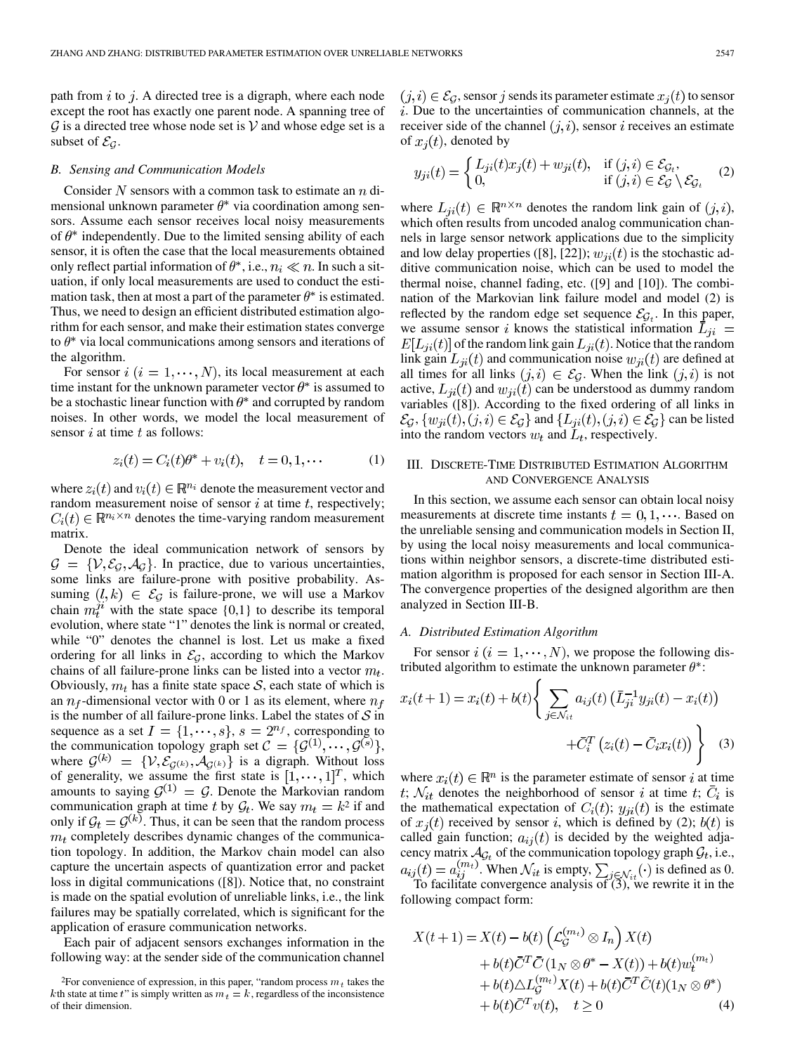path from $i$ to $j$. A directed tree is a digraph, where each node except the root has exactly one parent node. A spanning tree of $\mathcal{G}$ is a directed tree whose node set is $\mathcal{V}$ and whose edge set is a subset of $\mathcal{E}_{\mathcal{G}}$.

### B. Sensing and Communication Models

Consider $N$ sensors with a common task to estimate an $n$ dimensional unknown parameter $\theta^*$ via coordination among sensors. Assume each sensor receives local noisy measurements of $\theta^*$ independently. Due to the limited sensing ability of each sensor, it is often the case that the local measurements obtained only reflect partial information of $\theta^*$, i.e., $n_i \ll n$. In such a situation, if only local measurements are used to conduct the estimation task, then at most a part of the parameter $\theta^*$ is estimated. Thus, we need to design an efficient distributed estimation algorithm for each sensor, and make their estimation states converge to $\theta^*$ via local communications among sensors and iterations of the algorithm.

For sensor $i$ $(i = 1, \cdots, N)$, its local measurement at each time instant for the unknown parameter vector $\theta^*$ is assumed to be a stochastic linear function with $\theta^*$ and corrupted by random noises. In other words, we model the local measurement of sensor $i$ at time $t$ as follows:

$$z_i(t) = C_i(t)\theta^* + v_i(t), \quad t = 0, 1, \cdots \tag{1}$$

where $z_i(t)$ and $v_i(t) \in \mathbb{R}^{n_i}$ denote the measurement vector and random measurement noise of sensor $i$ at time $t$, respectively; $C_i(t) \in \mathbb{R}^{n_i \times n}$ denotes the time-varying random measurement matrix.

Denote the ideal communication network of sensors by $\mathcal{G} = \{\mathcal{V}, \mathcal{E}_{\mathcal{G}}, \mathcal{A}_{\mathcal{G}}\}$. In practice, due to various uncertainties, some links are failure-prone with positive probability. Assuming $(l, k) \in \mathcal{E}_{\mathcal{G}}$ is failure-prone, we will use a Markov chain $m_t^{ji}$ with the state space {0,1} to describe its temporal evolution, where state "1" denotes the link is normal or created, while "0" denotes the channel is lost. Let us make a fixed ordering for all links in $\mathcal{E}_{\mathcal{G}}$, according to which the Markov chains of all failure-prone links can be listed into a vector $m_t$. Obviously, $m_t$ has a finite state space $\mathcal{S}$, each state of which is an $n_f$-dimensional vector with 0 or 1 as its element, where $n_f$ is the number of all failure-prone links. Label the states of $\mathcal{S}$ in sequence as a set $I = \{1, \cdots, s\}$, $s = 2^{n_f}$, corresponding to the communication topology graph set $\mathcal{C} = \{\mathcal{G}^{(1)}, \cdots, \mathcal{G}^{(s)}\}$, where $\mathcal{G}^{(k)} = \{\mathcal{V}, \mathcal{E}_{\mathcal{G}^{(k)}}, \mathcal{A}_{\mathcal{G}^{(k)}}\}$ is a digraph. Without loss of generality, we assume the first state is $[1, \cdots, 1]^T$, which amounts to saying $\mathcal{G}^{(1)} = \mathcal{G}$. Denote the Markovian random communication graph at time $t$ by $\mathcal{G}_t$. We say $m_t = k$[2] if and only if $\mathcal{G}_t = \mathcal{G}^{(k)}$. Thus, it can be seen that the random process $m_t$ completely describes dynamic changes of the communication topology. In addition, the Markov chain model can also capture the uncertain aspects of quantization error and packet loss in digital communications ([8]). Notice that, no constraint is made on the spatial evolution of unreliable links, i.e., the link failures may be spatially correlated, which is significant for the application of erasure communication networks.

Each pair of adjacent sensors exchanges information in the following way: at the sender side of the communication channel $(j, i) \in \mathcal{E}_{\mathcal{G}}$, sensor $j$ sends its parameter estimate $x_j(t)$ to sensor $i$. Due to the uncertainties of communication channels, at the receiver side of the channel $(j, i)$, sensor $i$ receives an estimate of $x_j(t)$, denoted by

$$y_{ji}(t) = \begin{cases} L_{ji}(t)x_j(t) + w_{ji}(t), & \text{if } (j,i) \in \mathcal{E}_{\mathcal{G}_t}, \\ 0, & \text{if } (j,i) \in \mathcal{E}_{\mathcal{G}} \setminus \mathcal{E}_{\mathcal{G}_t} \end{cases} \tag{2}$$

where $L_{ji}(t) \in \mathbb{R}^{n \times n}$ denotes the random link gain of $(j, i)$, which often results from uncoded analog communication channels in large sensor network applications due to the simplicity and low delay properties ([8], [22]); $w_{ji}(t)$ is the stochastic additive communication noise, which can be used to model the thermal noise, channel fading, etc. ([9] and [10]). The combination of the Markovian link failure model and model (2) is reflected by the random edge set sequence $\mathcal{E}_{\mathcal{G}_t}$. In this paper, we assume sensor $i$ knows the statistical information $\bar{L}_{ji} = E[L_{ji}(t)]$ of the random link gain $L_{ji}(t)$. Notice that the random link gain $L_{ji}(t)$ and communication noise $w_{ji}(t)$ are defined at all times for all links $(j, i) \in \mathcal{E}_{\mathcal{G}}$. When the link $(j, i)$ is not active, $L_{ji}(t)$ and $w_{ji}(t)$ can be understood as dummy random variables ([8]). According to the fixed ordering of all links in $\mathcal{E}_{\mathcal{G}}$, $\{w_{ji}(t), (j, i) \in \mathcal{E}_{\mathcal{G}}\}$ and $\{L_{ji}(t), (j, i) \in \mathcal{E}_{\mathcal{G}}\}$ can be listed into the random vectors $w_t$ and $L_t$, respectively.

## III. Discrete-Time Distributed Estimation Algorithm and Convergence Analysis

In this section, we assume each sensor can obtain local noisy measurements at discrete time instants $t = 0, 1, \cdots$. Based on the unreliable sensing and communication models in Section II, by using the local noisy measurements and local communications within neighbor sensors, a discrete-time distributed estimation algorithm is proposed for each sensor in Section III-A. The convergence properties of the designed algorithm are then analyzed in Section III-B.

### A. Distributed Estimation Algorithm

For sensor $i$ $(i = 1, \cdots, N)$, we propose the following distributed algorithm to estimate the unknown parameter $\theta^*$:

$$x_i(t+1) = x_i(t) + b(t)\left\{ \sum_{j \in \mathcal{N}_{it}} a_{ij}(t)\left(\bar{L}_{ji}^{-1} y_{ji}(t) - x_i(t)\right) + \bar{C}_i^T\left(z_i(t) - \bar{C}_i x_i(t)\right) \right\} \tag{3}$$

where $x_i(t) \in \mathbb{R}^n$ is the parameter estimate of sensor $i$ at time $t$; $\mathcal{N}_{it}$ denotes the neighborhood of sensor $i$ at time $t$; $\bar{C}_i$ is the mathematical expectation of $C_i(t)$; $y_{ji}(t)$ is the estimate of $x_j(t)$ received by sensor $i$, which is defined by (2); $b(t)$ is called gain function; $a_{ij}(t)$ is decided by the weighted adjacency matrix $\mathcal{A}_{\mathcal{G}_t}$ of the communication topology graph $\mathcal{G}_t$, i.e., $a_{ij}(t) = a_{ij}^{(m_t)}$. When $\mathcal{N}_{it}$ is empty, $\sum_{j \in \mathcal{N}_{it}}(\cdot)$ is defined as 0.

To facilitate convergence analysis of (3), we rewrite it in the following compact form:

$$\begin{aligned} X(t+1) = {} & X(t) - b(t)\left(\mathcal{L}_{\mathcal{G}}^{(m_t)} \otimes I_n\right)X(t) \\ & + b(t)\bar{C}^T\bar{C}\left(1_N \otimes \theta^* - X(t)\right) + b(t)w_t^{(m_t)} \\ & + b(t)\triangle L_{\mathcal{G}}^{(m_t)} X(t) + b(t)\bar{C}^T\tilde{C}(t)(1_N \otimes \theta^*) \\ & + b(t)\bar{C}^T v(t), \quad t \geq 0 \end{aligned} \tag{4}$$

[2]For convenience of expression, in this paper, "random process $m_t$ takes the $k$th state at time $t$" is simply written as $m_t = k$, regardless of the inconsistence of their dimension.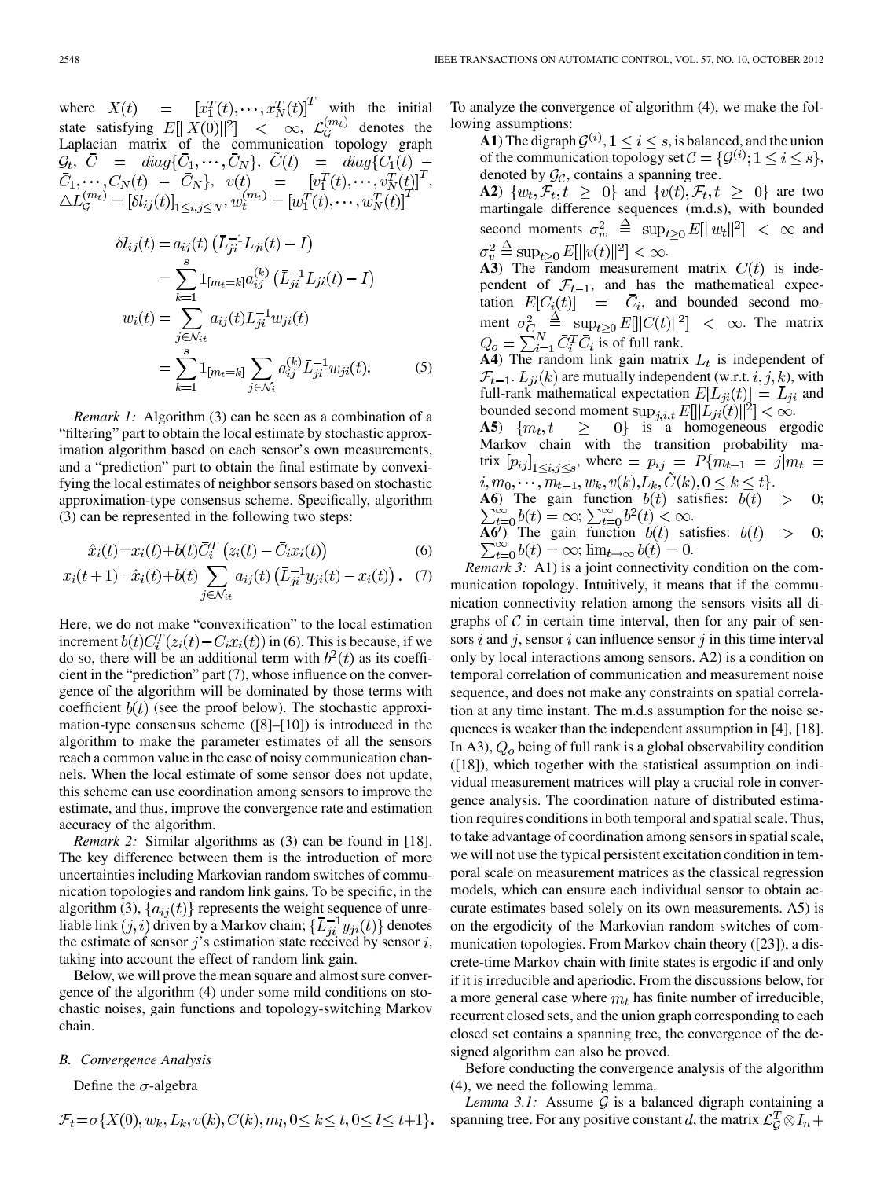where $X(t) = [x_1^T(t), \cdots, x_N^T(t)]^T$ with the initial state satisfying $E[\|X(0)\|^2] < \infty$, $\mathcal{L}_{\mathcal{G}}^{(m_t)}$ denotes the Laplacian matrix of the communication topology graph $\mathcal{G}_t$, $\bar{C} = diag\{\bar{C}_1, \cdots, \bar{C}_N\}$, $\tilde{C}(t) = diag\{C_1(t) - \bar{C}_1, \cdots, C_N(t) - \bar{C}_N\}$, $v(t) = [v_1^T(t), \cdots, v_N^T(t)]^T$, $\triangle L_{\mathcal{G}}^{(m_t)} = [\delta l_{ij}(t)]_{1 \le i,j \le N}$, $w_t^{(m_t)} = [w_1^T(t), \cdots, w_N^T(t)]^T$

$$
\begin{aligned}
\delta l_{ij}(t) &= a_{ij}(t)\left(\bar{L}_{ji}^{-1} L_{ji}(t) - I\right) \\
&= \sum_{k=1}^{s} 1_{[m_t = k]} a_{ij}^{(k)} \left(\bar{L}_{ji}^{-1} L_{ji}(t) - I\right) \\
w_i(t) &= \sum_{j \in \mathcal{N}_{it}} a_{ij}(t) \bar{L}_{ji}^{-1} w_{ji}(t) \\
&= \sum_{k=1}^{s} 1_{[m_t = k]} \sum_{j \in \mathcal{N}_i} a_{ij}^{(k)} \bar{L}_{ji}^{-1} w_{ji}(t). \qquad (5)
\end{aligned}
$$

*Remark 1:* Algorithm (3) can be seen as a combination of a "filtering" part to obtain the local estimate by stochastic approximation algorithm based on each sensor's own measurements, and a "prediction" part to obtain the final estimate by convexifying the local estimates of neighbor sensors based on stochastic approximation-type consensus scheme. Specifically, algorithm (3) can be represented in the following two steps:

$$
\hat{x}_i(t) = x_i(t) + b(t)\bar{C}_i^T \left(z_i(t) - \bar{C}_i x_i(t)\right) \qquad (6)
$$

$$
x_i(t+1) = \hat{x}_i(t) + b(t) \sum_{j \in \mathcal{N}_{it}} a_{ij}(t) \left(\bar{L}_{ji}^{-1} y_{ji}(t) - x_i(t)\right). \qquad (7)
$$

Here, we do not make "convexification" to the local estimation increment $b(t)\bar{C}_i^T(z_i(t) - \bar{C}_i x_i(t))$ in (6). This is because, if we do so, there will be an additional term with $b^2(t)$ as its coefficient in the "prediction" part (7), whose influence on the convergence of the algorithm will be dominated by those terms with coefficient $b(t)$ (see the proof below). The stochastic approximation-type consensus scheme ([8]–[10]) is introduced in the algorithm to make the parameter estimates of all the sensors reach a common value in the case of noisy communication channels. When the local estimate of some sensor does not update, this scheme can use coordination among sensors to improve the estimate, and thus, improve the convergence rate and estimation accuracy of the algorithm.

*Remark 2:* Similar algorithms as (3) can be found in [18]. The key difference between them is the introduction of more uncertainties including Markovian random switches of communication topologies and random link gains. To be specific, in the algorithm (3), $\{a_{ij}(t)\}$ represents the weight sequence of unreliable link $(j, i)$ driven by a Markov chain; $\{\bar{L}_{ji}^{-1} y_{ji}(t)\}$ denotes the estimate of sensor $j$'s estimation state received by sensor $i$, taking into account the effect of random link gain.

Below, we will prove the mean square and almost sure convergence of the algorithm (4) under some mild conditions on stochastic noises, gain functions and topology-switching Markov chain.

### B. Convergence Analysis

Define the $\sigma$-algebra

$$
\mathcal{F}_t = \sigma\{X(0), w_k, L_k, v(k), C(k), m_l, 0 \le k \le t, 0 \le l \le t+1\}.
$$

To analyze the convergence of algorithm (4), we make the following assumptions:

**A1)** The digraph $\mathcal{G}^{(i)}, 1 \le i \le s$, is balanced, and the union of the communication topology set $\mathcal{C} = \{\mathcal{G}^{(i)}; 1 \le i \le s\}$, denoted by $\mathcal{G}_{\mathcal{C}}$, contains a spanning tree.

**A2)** $\{w_t, \mathcal{F}_t, t \ge 0\}$ and $\{v(t), \mathcal{F}_t, t \ge 0\}$ are two martingale difference sequences (m.d.s), with bounded second moments $\sigma_w^2 \triangleq \sup_{t \ge 0} E[\|w_t\|^2] < \infty$ and $\sigma_v^2 \triangleq \sup_{t \ge 0} E[\|v(t)\|^2] < \infty$.

**A3)** The random measurement matrix $C(t)$ is independent of $\mathcal{F}_{t-1}$, and has the mathematical expectation $E[C_i(t)] = \bar{C}_i$, and bounded second moment $\sigma_C^2 \triangleq \sup_{t \ge 0} E[\|C(t)\|^2] < \infty$. The matrix $Q_o = \sum_{i=1}^N \bar{C}_i^T \bar{C}_i$ is of full rank.

**A4)** The random link gain matrix $L_t$ is independent of $\mathcal{F}_{t-1}$. $L_{ji}(k)$ are mutually independent (w.r.t. $i, j, k$), with full-rank mathematical expectation $E[L_{ji}(t)] = \bar{L}_{ji}$ and bounded second moment $\sup_{j,i,t} E[\|L_{ji}(t)\|^2] < \infty$.

**A5)** $\{m_t, t \ge 0\}$ is a homogeneous ergodic Markov chain with the transition probability matrix $[p_{ij}]_{1 \le i,j \le s}$, where $= p_{ij} = P\{m_{t+1} = j | m_t = i, m_0, \cdots, m_{t-1}, w_k, v(k), L_k, \tilde{C}(k), 0 \le k \le t\}$.

**A6)** The gain function $b(t)$ satisfies: $b(t) > 0$; $\sum_{t=0}^\infty b(t) = \infty$; $\sum_{t=0}^\infty b^2(t) < \infty$.

**A6')** The gain function $b(t)$ satisfies: $b(t) > 0$; $\sum_{t=0}^\infty b(t) = \infty$; $\lim_{t \to \infty} b(t) = 0$.

*Remark 3:* A1) is a joint connectivity condition on the communication topology. Intuitively, it means that if the communication connectivity relation among the sensors visits all digraphs of $\mathcal{C}$ in certain time interval, then for any pair of sensors $i$ and $j$, sensor $i$ can influence sensor $j$ in this time interval only by local interactions among sensors. A2) is a condition on temporal correlation of communication and measurement noise sequence, and does not make any constraints on spatial correlation at any time instant. The m.d.s assumption for the noise sequences is weaker than the independent assumption in [4], [18]. In A3), $Q_o$ being of full rank is a global observability condition ([18]), which together with the statistical assumption on individual measurement matrices will play a crucial role in convergence analysis. The coordination nature of distributed estimation requires conditions in both temporal and spatial scale. Thus, to take advantage of coordination among sensors in spatial scale, we will not use the typical persistent excitation condition in temporal scale on measurement matrices as the classical regression models, which can ensure each individual sensor to obtain accurate estimates based solely on its own measurements. A5) is on the ergodicity of the Markovian random switches of communication topologies. From Markov chain theory ([23]), a discrete-time Markov chain with finite states is ergodic if and only if it is irreducible and aperiodic. From the discussions below, for a more general case where $m_t$ has finite number of irreducible, recurrent closed sets, and the union graph corresponding to each closed set contains a spanning tree, the convergence of the designed algorithm can also be proved.

Before conducting the convergence analysis of the algorithm (4), we need the following lemma.

*Lemma 3.1:* Assume $\mathcal{G}$ is a balanced digraph containing a spanning tree. For any positive constant $d$, the matrix $\mathcal{L}_{\mathcal{G}}^T \otimes I_n +$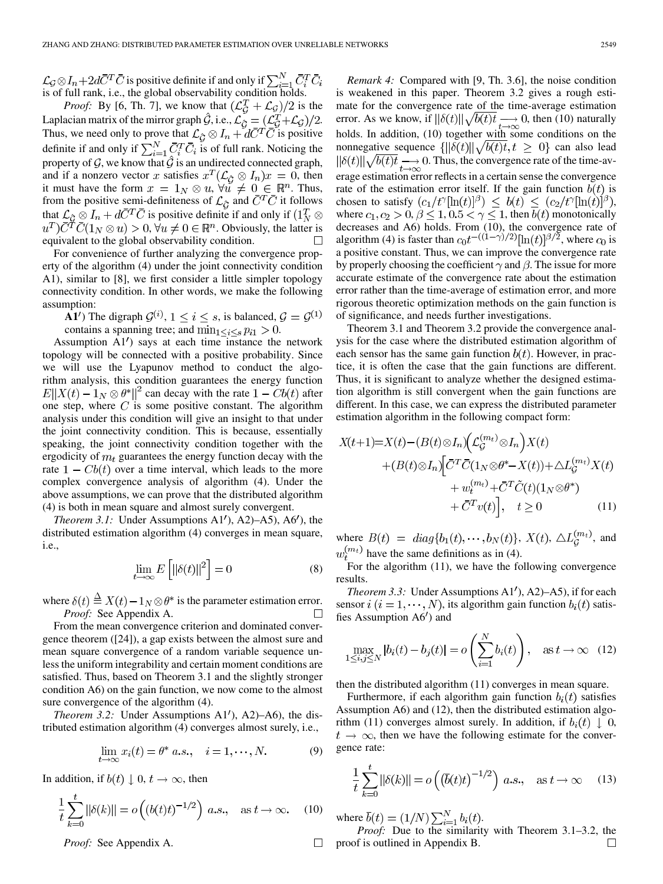$\mathcal{L}_{\mathcal{G}} \otimes I_n + 2d\bar{C}^T\bar{C}$ is positive definite if and only if $\sum_{i=1}^{N} \bar{C}_i^T\bar{C}_i$ is of full rank, i.e., the global observability condition holds.

*Proof:* By [6, Th. 7], we know that $(\mathcal{L}_{\mathcal{G}}^T + \mathcal{L}_{\mathcal{G}})/2$ is the Laplacian matrix of the mirror graph $\hat{\mathcal{G}}$, i.e., $\mathcal{L}_{\hat{\mathcal{G}}} = (\mathcal{L}_{\mathcal{G}}^T + \mathcal{L}_{\mathcal{G}})/2$. Thus, we need only to prove that $\mathcal{L}_{\hat{\mathcal{G}}} \otimes I_n + d\bar{C}^T\bar{C}$ is positive definite if and only if $\sum_{i=1}^{N} \bar{C}_i^T\bar{C}_i$ is of full rank. Noticing the property of $\mathcal{G}$, we know that $\hat{\mathcal{G}}$ is an undirected connected graph, and if a nonzero vector $x$ satisfies $x^T(\mathcal{L}_{\hat{\mathcal{G}}} \otimes I_n)x = 0$, then it must have the form $x = 1_N \otimes u$, $\forall u \neq 0 \in \mathbb{R}^n$. Thus, from the positive semi-definiteness of $\mathcal{L}_{\hat{\mathcal{G}}}$ and $\bar{C}^T\bar{C}$ it follows that $\mathcal{L}_{\hat{\mathcal{G}}} \otimes I_n + d\bar{C}^T\bar{C}$ is positive definite if and only if $(1_N^T \otimes u^T)\bar{C}^T\bar{C}(1_N \otimes u) > 0, \forall u \neq 0 \in \mathbb{R}^n$. Obviously, the latter is equivalent to the global observability condition. □

For convenience of further analyzing the convergence property of the algorithm (4) under the joint connectivity condition A1), similar to [8], we first consider a little simpler topology connectivity condition. In other words, we make the following assumption:

**A1′**) The digraph $\mathcal{G}^{(i)}$, $1 \leq i \leq s$, is balanced, $\mathcal{G} = \mathcal{G}^{(1)}$ contains a spanning tree; and $\min_{1 \leq i \leq s} p_{i1} > 0$.

Assumption A1′) says at each time instance the network topology will be connected with a positive probability. Since we will use the Lyapunov method to conduct the algorithm analysis, this condition guarantees the energy function $E\|X(t) - 1_N \otimes \theta^*\|^2$ can decay with the rate $1 - Cb(t)$ after one step, where $C$ is some positive constant. The algorithm analysis under this condition will give an insight to that under the joint connectivity condition. This is because, essentially speaking, the joint connectivity condition together with the ergodicity of $m_t$ guarantees the energy function decay with the rate $1 - Cb(t)$ over a time interval, which leads to the more complex convergence analysis of algorithm (4). Under the above assumptions, we can prove that the distributed algorithm (4) is both in mean square and almost surely convergent.

*Theorem 3.1:* Under Assumptions A1′), A2)–A5), A6′), the distributed estimation algorithm (4) converges in mean square, i.e.,

$$\lim_{t \to \infty} E\left[\|\delta(t)\|^2\right] = 0 \tag{8}$$

where $\delta(t) \triangleq X(t) - 1_N \otimes \theta^*$ is the parameter estimation error. □

*Proof:* See Appendix A.

From the mean convergence criterion and dominated convergence theorem ([24]), a gap exists between the almost sure and mean square convergence of a random variable sequence unless the uniform integrability and certain moment conditions are satisfied. Thus, based on Theorem 3.1 and the slightly stronger condition A6) on the gain function, we now come to the almost sure convergence of the algorithm (4).

*Theorem 3.2:* Under Assumptions A1′), A2)–A6), the distributed estimation algorithm (4) converges almost surely, i.e.,

$$\lim_{t \to \infty} x_i(t) = \theta^* \ a.s., \quad i = 1, \cdots, N. \tag{9}$$

In addition, if $b(t) \downarrow 0$, $t \to \infty$, then

$$\frac{1}{t}\sum_{k=0}^{t} \|\delta(k)\| = o\left((b(t)t)^{-1/2}\right) \ a.s., \quad \text{as } t \to \infty. \tag{10}$$

*Proof:* See Appendix A. □

*Remark 4:* Compared with [9, Th. 3.6], the noise condition is weakened in this paper. Theorem 3.2 gives a rough estimate for the convergence rate of the time-average estimation error. As we know, if $\|\delta(t)\|\sqrt{b(t)t} \underset{t\to\infty}{\longrightarrow} 0$, then (10) naturally holds. In addition, (10) together with some conditions on the nonnegative sequence $\{\|\delta(t)\|\sqrt{b(t)t}, t \geq 0\}$ can also lead $\|\delta(t)\|\sqrt{b(t)t} \underset{t\to\infty}{\longrightarrow} 0$. Thus, the convergence rate of the time-average estimation error reflects in a certain sense the convergence rate of the estimation error itself. If the gain function $b(t)$ is chosen to satisfy $(c_1/t^{\gamma}[\ln(t)]^{\beta}) \leq b(t) \leq (c_2/t^{\gamma}[\ln(t)]^{\beta})$, where $c_1, c_2 > 0, \beta \leq 1, 0.5 < \gamma \leq 1$, then $b(t)$ monotonically decreases and A6) holds. From (10), the convergence rate of algorithm (4) is faster than $c_0 t^{-((1-\gamma)/2)}[\ln(t)]^{\beta/2}$, where $c_0$ is a positive constant. Thus, we can improve the convergence rate by properly choosing the coefficient $\gamma$ and $\beta$. The issue for more accurate estimate of the convergence rate about the estimation error rather than the time-average of estimation error, and more rigorous theoretic optimization methods on the gain function is of significance, and needs further investigations.

Theorem 3.1 and Theorem 3.2 provide the convergence analysis for the case where the distributed estimation algorithm of each sensor has the same gain function $b(t)$. However, in practice, it is often the case that the gain functions are different. Thus, it is significant to analyze whether the designed estimation algorithm is still convergent when the gain functions are different. In this case, we can express the distributed parameter estimation algorithm in the following compact form:

$$\begin{aligned}
X(t+1) = X(t) - (B(t) \otimes I_n)&\left(\mathcal{L}_{\mathcal{G}}^{(m_t)} \otimes I_n\right)X(t) \\
+ (B(t) \otimes I_n)\Big[&\bar{C}^T\bar{C}(1_N \otimes \theta^* - X(t)) + \triangle L_{\mathcal{G}}^{(m_t)}X(t) \\
&+ w_t^{(m_t)} + \bar{C}^T\tilde{C}(t)(1_N \otimes \theta^*) \\
&+ \bar{C}^T v(t)\Big], \quad t \geq 0
\end{aligned} \tag{11}$$

where $B(t) = diag\{b_1(t), \cdots, b_N(t)\}$, $X(t)$, $\triangle L_{\mathcal{G}}^{(m_t)}$, and $w_t^{(m_t)}$ have the same definitions as in (4).

For the algorithm (11), we have the following convergence results.

*Theorem 3.3:* Under Assumptions A1′), A2)–A5), if for each sensor $i$ $(i = 1, \cdots, N)$, its algorithm gain function $b_i(t)$ satisfies Assumption A6′) and

$$\max_{1 \leq i,j \leq N} |b_i(t) - b_j(t)| = o\left(\sum_{i=1}^{N} b_i(t)\right), \quad \text{as } t \to \infty \tag{12}$$

then the distributed algorithm (11) converges in mean square.

Furthermore, if each algorithm gain function $b_i(t)$ satisfies Assumption A6) and (12), then the distributed estimation algorithm (11) converges almost surely. In addition, if $b_i(t) \downarrow 0$, $t \to \infty$, then we have the following estimate for the convergence rate:

$$\frac{1}{t}\sum_{k=0}^{t} \|\delta(k)\| = o\left(\left(\bar{b}(t)t\right)^{-1/2}\right) \ a.s., \quad \text{as } t \to \infty \tag{13}$$

where $\bar{b}(t) = (1/N)\sum_{i=1}^{N} b_i(t)$.

*Proof:* Due to the similarity with Theorem 3.1–3.2, the proof is outlined in Appendix B. □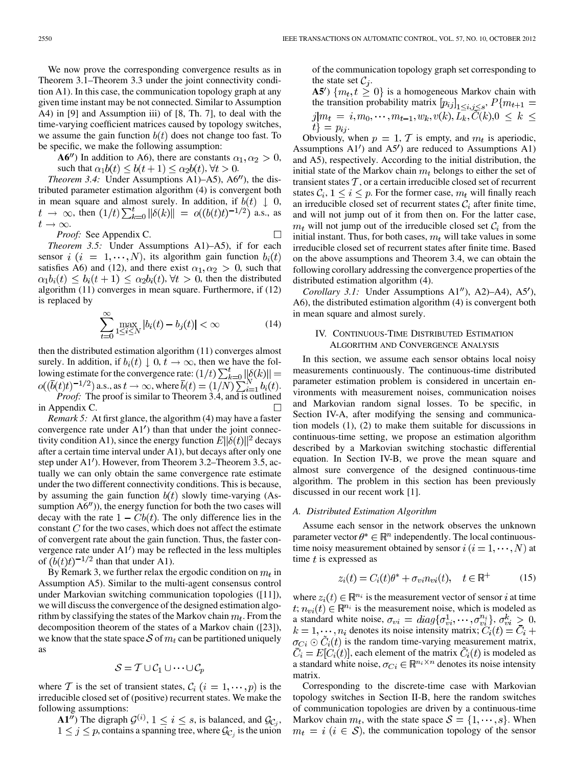We now prove the corresponding convergence results as in Theorem 3.1–Theorem 3.3 under the joint connectivity condition A1). In this case, the communication topology graph at any given time instant may not be connected. Similar to Assumption A4) in [9] and Assumption iii) of [8, Th. 7], to deal with the time-varying coefficient matrices caused by topology switches, we assume the gain function $b(t)$ does not change too fast. To be specific, we make the following assumption:

**A6$''$)** In addition to A6), there are constants $\alpha_1, \alpha_2 > 0$, such that $\alpha_1 b(t) \leq b(t+1) \leq \alpha_2 b(t), \forall t > 0$.

*Theorem 3.4:* Under Assumptions A1)–A5), A6$''$), the distributed parameter estimation algorithm (4) is convergent both in mean square and almost surely. In addition, if $b(t) \downarrow 0$, $t \to \infty$, then $(1/t)\sum_{k=0}^{t} \|\delta(k)\| = o((b(t)t)^{-1/2})$ a.s., as $t \to \infty$.

*Proof:* See Appendix C. □

*Theorem 3.5:* Under Assumptions A1)–A5), if for each sensor $i$ $(i = 1, \cdots, N)$, its algorithm gain function $b_i(t)$ satisfies A6) and (12), and there exist $\alpha_1, \alpha_2 > 0$, such that $\alpha_1 b_i(t) \leq b_i(t+1) \leq \alpha_2 b_i(t), \forall t > 0$, then the distributed algorithm (11) converges in mean square. Furthermore, if (12) is replaced by

$$\sum_{t=0}^{\infty} \max_{1 \leq i \leq N} |b_i(t) - b_j(t)| < \infty \tag{14}$$

then the distributed estimation algorithm (11) converges almost surely. In addition, if $b_i(t) \downarrow 0$, $t \to \infty$, then we have the following estimate for the convergence rate: $(1/t)\sum_{k=0}^{t} \|\delta(k)\| = o((\bar{b}(t)t)^{-1/2})$ a.s., as $t \to \infty$, where $\bar{b}(t) = (1/N)\sum_{i=1}^{N} b_i(t)$.

*Proof:* The proof is similar to Theorem 3.4, and is outlined in Appendix C. □

*Remark 5:* At first glance, the algorithm (4) may have a faster convergence rate under A1$'$) than that under the joint connectivity condition A1), since the energy function $E\|\delta(t)\|^2$ decays after a certain time interval under A1), but decays after only one step under A1$'$). However, from Theorem 3.2–Theorem 3.5, actually we can only obtain the same convergence rate estimate under the two different connectivity conditions. This is because, by assuming the gain function $b(t)$ slowly time-varying (Assumption A6$''$)), the energy function for both the two cases will decay with the rate $1 - Cb(t)$. The only difference lies in the constant $C$ for the two cases, which does not affect the estimate of convergent rate about the gain function. Thus, the faster convergence rate under A1$'$) may be reflected in the less multiples of $(b(t)t)^{-1/2}$ than that under A1).

By Remark 3, we further relax the ergodic condition on $m_t$ in Assumption A5). Similar to the multi-agent consensus control under Markovian switching communication topologies ([11]), we will discuss the convergence of the designed estimation algorithm by classifying the states of the Markov chain $m_t$. From the decomposition theorem of the states of a Markov chain ([23]), we know that the state space $\mathcal{S}$ of $m_t$ can be partitioned uniquely as

$$\mathcal{S} = \mathcal{T} \cup \mathcal{C}_1 \cup \cdots \cup \mathcal{C}_p$$

where $\mathcal{T}$ is the set of transient states, $\mathcal{C}_i$ $(i = 1, \cdots, p)$ is the irreducible closed set of (positive) recurrent states. We make the following assumptions:

**A1$''$)** The digraph $\mathcal{G}^{(i)}$, $1 \leq i \leq s$, is balanced, and $\mathcal{G}_{\mathcal{C}_j}$, $1 \leq j \leq p$, contains a spanning tree, where $\mathcal{G}_{\mathcal{C}_j}$ is the union of the communication topology graph set corresponding to the state set $\mathcal{C}_j$.

**A5$'$)** $\{m_t, t \geq 0\}$ is a homogeneous Markov chain with the transition probability matrix $[p_{ij}]_{1 \leq i,j \leq s}$, $P\{m_{t+1} = j | m_t = i, m_0, \cdots, m_{t-1}, w_k, v(k), L_k, \tilde{C}(k), 0 \leq k \leq t\} = p_{ij}$.

Obviously, when $p = 1$, $\mathcal{T}$ is empty, and $m_t$ is aperiodic, Assumptions A1$'$) and A5$'$) are reduced to Assumptions A1) and A5), respectively. According to the initial distribution, the initial state of the Markov chain $m_t$ belongs to either the set of transient states $\mathcal{T}$, or a certain irreducible closed set of recurrent states $\mathcal{C}_i$, $1 \leq i \leq p$. For the former case, $m_t$ will finally reach an irreducible closed set of recurrent states $\mathcal{C}_i$ after finite time, and will not jump out of it from then on. For the latter case, $m_t$ will not jump out of the irreducible closed set $\mathcal{C}_i$ from the initial instant. Thus, for both cases, $m_t$ will take values in some irreducible closed set of recurrent states after finite time. Based on the above assumptions and Theorem 3.4, we can obtain the following corollary addressing the convergence properties of the distributed estimation algorithm (4).

*Corollary 3.1:* Under Assumptions A1$''$), A2)–A4), A5$'$), A6), the distributed estimation algorithm (4) is convergent both in mean square and almost surely.

## IV. Continuous-Time Distributed Estimation Algorithm and Convergence Analysis

In this section, we assume each sensor obtains local noisy measurements continuously. The continuous-time distributed parameter estimation problem is considered in uncertain environments with measurement noises, communication noises and Markovian random signal losses. To be specific, in Section IV-A, after modifying the sensing and communication models (1), (2) to make them suitable for discussions in continuous-time setting, we propose an estimation algorithm described by a Markovian switching stochastic differential equation. In Section IV-B, we prove the mean square and almost sure convergence of the designed continuous-time algorithm. The problem in this section has been previously discussed in our recent work [1].

### A. Distributed Estimation Algorithm

Assume each sensor in the network observes the unknown parameter vector $\theta^* \in \mathbb{R}^n$ independently. The local continuous-time noisy measurement obtained by sensor $i$ $(i = 1, \cdots, N)$ at time $t$ is expressed as

$$z_i(t) = C_i(t)\theta^* + \sigma_{vi} n_{vi}(t), \quad t \in \mathbb{R}^+ \tag{15}$$

where $z_i(t) \in \mathbb{R}^{n_i}$ is the measurement vector of sensor $i$ at time $t$; $n_{vi}(t) \in \mathbb{R}^{n_i}$ is the measurement noise, which is modeled as a standard white noise, $\sigma_{vi} = diag\{\sigma_{vi}^1, \cdots, \sigma_{vi}^{n_i}\}$, $\sigma_{vi}^k > 0$, $k = 1, \cdots, n_i$ denotes its noise intensity matrix; $C_i(t) = \bar{C}_i + \sigma_{Ci} \odot \tilde{C}_i(t)$ is the random time-varying measurement matrix, $\bar{C}_i = E[C_i(t)]$, each element of the matrix $\tilde{C}_i(t)$ is modeled as a standard white noise, $\sigma_{Ci} \in \mathbb{R}^{n_i \times n}$ denotes its noise intensity matrix.

Corresponding to the discrete-time case with Markovian topology switches in Section II-B, here the random switches of communication topologies are driven by a continuous-time Markov chain $m_t$, with the state space $\mathcal{S} = \{1, \cdots, s\}$. When $m_t = i$ $(i \in \mathcal{S})$, the communication topology of the sensor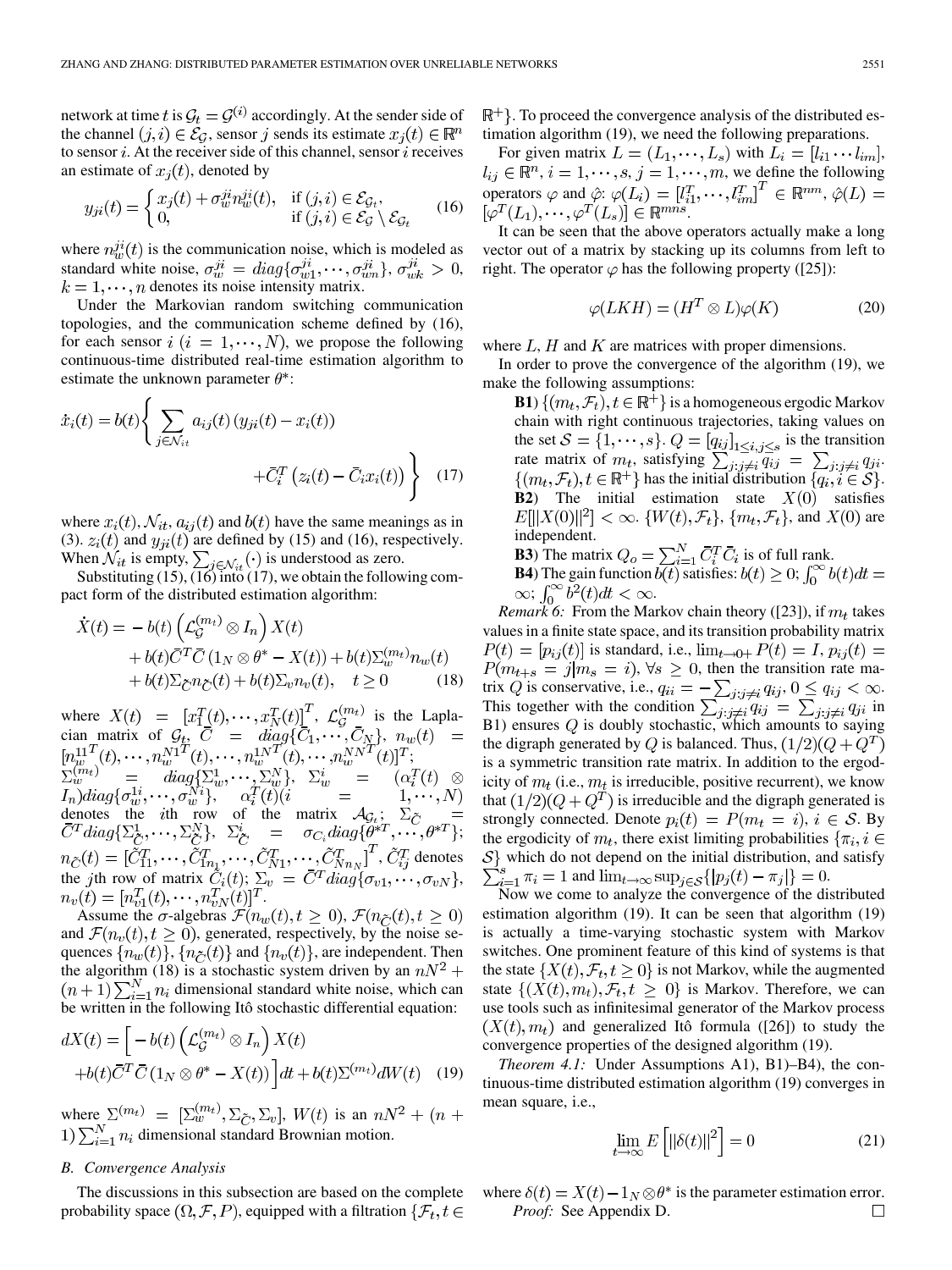network at time $t$ is $\mathcal{G}_t = \mathcal{G}^{(i)}$ accordingly. At the sender side of the channel $(j,i) \in \mathcal{E}_{\mathcal{G}}$, sensor $j$ sends its estimate $x_j(t) \in \mathbb{R}^n$ to sensor $i$. At the receiver side of this channel, sensor $i$ receives an estimate of $x_j(t)$, denoted by

$$y_{ji}(t) = \begin{cases} x_j(t) + \sigma_w^{ji} n_w^{ji}(t), & \text{if } (j,i) \in \mathcal{E}_{\mathcal{G}_t}, \\ 0, & \text{if } (j,i) \in \mathcal{E}_{\mathcal{G}} \setminus \mathcal{E}_{\mathcal{G}_t} \end{cases} \tag{16}$$

where $n_w^{ji}(t)$ is the communication noise, which is modeled as standard white noise, $\sigma_w^{ji} = diag\{\sigma_{w1}^{ji}, \cdots, \sigma_{wn}^{ji}\}$, $\sigma_{wk}^{ji} > 0$, $k = 1, \cdots, n$ denotes its noise intensity matrix.

Under the Markovian random switching communication topologies, and the communication scheme defined by (16), for each sensor $i$ ($i = 1, \cdots, N$), we propose the following continuous-time distributed real-time estimation algorithm to estimate the unknown parameter $\theta^*$:

$$\dot{x}_i(t) = b(t)\left\{ \sum_{j \in \mathcal{N}_{it}} a_{ij}(t)\left(y_{ji}(t) - x_i(t)\right) + \bar{C}_i^T\left(z_i(t) - \bar{C}_i x_i(t)\right) \right\} \tag{17}$$

where $x_i(t), \mathcal{N}_{it}, a_{ij}(t)$ and $b(t)$ have the same meanings as in (3). $z_i(t)$ and $y_{ji}(t)$ are defined by (15) and (16), respectively. When $\mathcal{N}_{it}$ is empty, $\sum_{j \in \mathcal{N}_{it}}(\cdot)$ is understood as zero.

Substituting (15), (16) into (17), we obtain the following compact form of the distributed estimation algorithm:

$$\begin{aligned} \dot{X}(t) = &-b(t)\left(\mathcal{L}_{\mathcal{G}}^{(m_t)} \otimes I_n\right) X(t) \\ &+ b(t)\bar{C}^T\bar{C}\left(1_N \otimes \theta^* - X(t)\right) + b(t)\Sigma_w^{(m_t)} n_w(t) \\ &+ b(t)\Sigma_{\tilde{C}} n_{\tilde{C}}(t) + b(t)\Sigma_v n_v(t), \quad t \geq 0 \end{aligned} \tag{18}$$

where $X(t) = [x_1^T(t), \cdots, x_N^T(t)]^T$, $\mathcal{L}_{\mathcal{G}}^{(m_t)}$ is the Laplacian matrix of $\mathcal{G}_t$, $\bar{C} = diag\{\bar{C}_1, \cdots, \bar{C}_N\}$, $n_w(t) = [n_w^{11^T}(t), \cdots, n_w^{N1^T}(t), \cdots, n_w^{1N^T}(t), \cdots, n_w^{NN^T}(t)]^T$; $\Sigma_w^{(m_t)} = diag\{\Sigma_w^1, \cdots, \Sigma_w^N\}$, $\Sigma_w^i = (\alpha_i^T(t) \otimes I_n) diag\{\sigma_w^{1i}, \cdots, \sigma_w^{Ni}\}$, $\alpha_i^T(t)$ $(i = 1, \cdots, N)$ denotes the $i$th row of the matrix $\mathcal{A}_{\mathcal{G}_t}$; $\Sigma_{\tilde{C}} = \bar{C}^T diag\{\Sigma_{\tilde{C}}^1, \cdots, \Sigma_{\tilde{C}}^N\}$, $\Sigma_{\tilde{C}}^i = \sigma_{C_i} diag\{\theta^{*T}, \cdots, \theta^{*T}\}$; $n_{\tilde{C}}(t) = [\tilde{C}_{11}^T, \cdots, \tilde{C}_{1n_1}^T, \cdots, \tilde{C}_{N1}^T, \cdots, \tilde{C}_{Nn_N}^T]^T$, $\tilde{C}_{ij}^T$ denotes the $j$th row of matrix $\tilde{C}_i(t)$; $\Sigma_v = \bar{C}^T diag\{\sigma_{v1}, \cdots, \sigma_{vN}\}$, $n_v(t) = [n_{v1}^T(t), \cdots, n_{vN}^T(t)]^T$.

Assume the $\sigma$-algebras $\mathcal{F}(n_w(t), t \geq 0)$, $\mathcal{F}(n_{\tilde{C}}(t), t \geq 0)$ and $\mathcal{F}(n_v(t), t \geq 0)$, generated, respectively, by the noise sequences $\{n_w(t)\}$, $\{n_{\tilde{C}}(t)\}$ and $\{n_v(t)\}$, are independent. Then the algorithm (18) is a stochastic system driven by an $nN^2 + (n+1)\sum_{i=1}^N n_i$ dimensional standard white noise, which can be written in the following Itô stochastic differential equation:

$$\begin{aligned} dX(t) = \Big[ &-b(t)\left(\mathcal{L}_{\mathcal{G}}^{(m_t)} \otimes I_n\right) X(t) \\ &+ b(t)\bar{C}^T\bar{C}\left(1_N \otimes \theta^* - X(t)\right)\Big]dt + b(t)\Sigma^{(m_t)} dW(t) \end{aligned} \tag{19}$$

where $\Sigma^{(m_t)} = [\Sigma_w^{(m_t)}, \Sigma_{\tilde{C}}, \Sigma_v]$, $W(t)$ is an $nN^2 + (n+1)\sum_{i=1}^N n_i$ dimensional standard Brownian motion.

### B. Convergence Analysis

The discussions in this subsection are based on the complete probability space $(\Omega, \mathcal{F}, P)$, equipped with a filtration $\{\mathcal{F}_t, t \in \mathbb{R}^+\}$. To proceed the convergence analysis of the distributed estimation algorithm (19), we need the following preparations.

For given matrix $L = (L_1, \cdots, L_s)$ with $L_i = [l_{i1} \cdots l_{im}]$, $l_{ij} \in \mathbb{R}^n$, $i = 1, \cdots, s$, $j = 1, \cdots, m$, we define the following operators $\varphi$ and $\hat{\varphi}$: $\varphi(L_i) = [l_{i1}^T, \cdots, l_{im}^T]^T \in \mathbb{R}^{nm}$, $\hat{\varphi}(L) = [\varphi^T(L_1), \cdots, \varphi^T(L_s)] \in \mathbb{R}^{mns}$.

It can be seen that the above operators actually make a long vector out of a matrix by stacking up its columns from left to right. The operator $\varphi$ has the following property ([25]):

$$\varphi(LKH) = (H^T \otimes L)\varphi(K) \tag{20}$$

where $L$, $H$ and $K$ are matrices with proper dimensions.

In order to prove the convergence of the algorithm (19), we make the following assumptions:

**B1**) $\{(m_t, \mathcal{F}_t), t \in \mathbb{R}^+\}$ is a homogeneous ergodic Markov chain with right continuous trajectories, taking values on the set $\mathcal{S} = \{1, \cdots, s\}$. $Q = [q_{ij}]_{1 \leq i,j \leq s}$ is the transition rate matrix of $m_t$, satisfying $\sum_{j:j \neq i} q_{ij} = \sum_{j:j \neq i} q_{ji}$. $\{(m_t, \mathcal{F}_t), t \in \mathbb{R}^+\}$ has the initial distribution $\{q_i, i \in \mathcal{S}\}$.

**B2**) The initial estimation state $X(0)$ satisfies $E[\|X(0)\|^2] < \infty$. $\{W(t), \mathcal{F}_t\}$, $\{m_t, \mathcal{F}_t\}$, and $X(0)$ are independent.

**B3**) The matrix $Q_o = \sum_{i=1}^N \bar{C}_i^T \bar{C}_i$ is of full rank.

**B4**) The gain function $b(t)$ satisfies: $b(t) \geq 0$; $\int_0^\infty b(t)dt = \infty$; $\int_0^\infty b^2(t)dt < \infty$.

*Remark 6:* From the Markov chain theory ([23]), if $m_t$ takes values in a finite state space, and its transition probability matrix $P(t) = [p_{ij}(t)]$ is standard, i.e., $\lim_{t \to 0+} P(t) = I$, $p_{ij}(t) = P(m_{t+s} = j | m_s = i)$, $\forall s \geq 0$, then the transition rate matrix $Q$ is conservative, i.e., $q_{ii} = -\sum_{j:j \neq i} q_{ij}$, $0 \leq q_{ij} < \infty$. This together with the condition $\sum_{j:j \neq i} q_{ij} = \sum_{j:j \neq i} q_{ji}$ in B1) ensures $Q$ is doubly stochastic, which amounts to saying the digraph generated by $Q$ is balanced. Thus, $(1/2)(Q + Q^T)$ is a symmetric transition rate matrix. In addition to the ergodicity of $m_t$ (i.e., $m_t$ is irreducible, positive recurrent), we know that $(1/2)(Q + Q^T)$ is irreducible and the digraph generated is strongly connected. Denote $p_i(t) = P(m_t = i)$, $i \in \mathcal{S}$. By the ergodicity of $m_t$, there exist limiting probabilities $\{\pi_i, i \in \mathcal{S}\}$ which do not depend on the initial distribution, and satisfy $\sum_{i=1}^s \pi_i = 1$ and $\lim_{t \to \infty} \sup_{j \in \mathcal{S}} \{|p_j(t) - \pi_j|\} = 0$.

Now we come to analyze the convergence of the distributed estimation algorithm (19). It can be seen that algorithm (19) is actually a time-varying stochastic system with Markov switches. One prominent feature of this kind of systems is that the state $\{X(t), \mathcal{F}_t, t \geq 0\}$ is not Markov, while the augmented state $\{(X(t), m_t), \mathcal{F}_t, t \geq 0\}$ is Markov. Therefore, we can use tools such as infinitesimal generator of the Markov process $(X(t), m_t)$ and generalized Itô formula ([26]) to study the convergence properties of the designed algorithm (19).

*Theorem 4.1:* Under Assumptions A1), B1)–B4), the continuous-time distributed estimation algorithm (19) converges in mean square, i.e.,

$$\lim_{t \to \infty} E\left[\|\delta(t)\|^2\right] = 0 \tag{21}$$

where $\delta(t) = X(t) - 1_N \otimes \theta^*$ is the parameter estimation error.

*Proof:* See Appendix D. □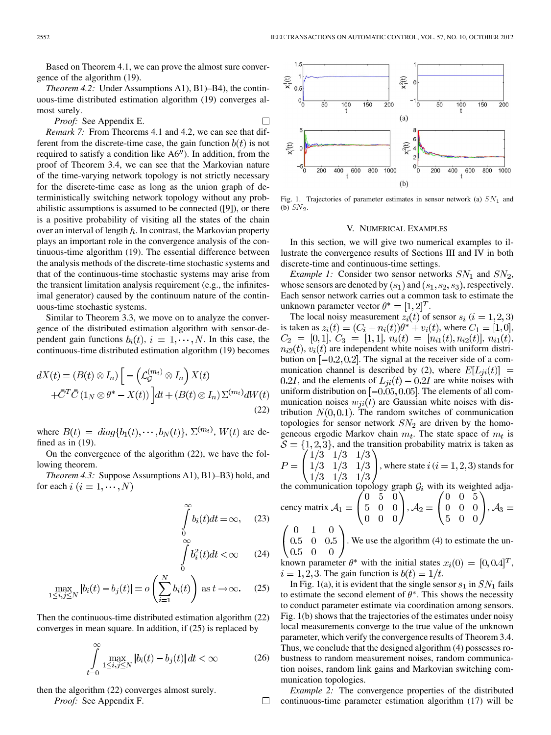Based on Theorem 4.1, we can prove the almost sure convergence of the algorithm (19).

*Theorem 4.2:* Under Assumptions A1), B1)–B4), the continuous-time distributed estimation algorithm (19) converges almost surely.

*Proof:* See Appendix E. □

*Remark 7:* From Theorems 4.1 and 4.2, we can see that different from the discrete-time case, the gain function $b(t)$ is not required to satisfy a condition like A6″). In addition, from the proof of Theorem 3.4, we can see that the Markovian nature of the time-varying network topology is not strictly necessary for the discrete-time case as long as the union graph of deterministically switching network topology without any probabilistic assumptions is assumed to be connected ([9]), or there is a positive probability of visiting all the states of the chain over an interval of length $h$. In contrast, the Markovian property plays an important role in the convergence analysis of the continuous-time algorithm (19). The essential difference between the analysis methods of the discrete-time stochastic systems and that of the continuous-time stochastic systems may arise from the transient limitation analysis requirement (e.g., the infinitesimal generator) caused by the continuum nature of the continuous-time stochastic systems.

Similar to Theorem 3.3, we move on to analyze the convergence of the distributed estimation algorithm with sensor-dependent gain functions $b_i(t)$, $i = 1, \cdots, N$. In this case, the continuous-time distributed estimation algorithm (19) becomes

$$dX(t) = (B(t) \otimes I_n)\Big[-\left(\mathcal{L}_{\mathcal{G}}^{(m_t)} \otimes I_n\right)X(t) + \bar{C}^T\bar{C}\left(1_N \otimes \theta^* - X(t)\right)\Big]dt + (B(t) \otimes I_n)\Sigma^{(m_t)}dW(t) \tag{22}$$

where $B(t) = diag\{b_1(t), \cdots, b_N(t)\}$, $\Sigma^{(m_t)}$, $W(t)$ are defined as in (19).

On the convergence of the algorithm (22), we have the following theorem.

*Theorem 4.3:* Suppose Assumptions A1), B1)–B3) hold, and for each $i$ $(i = 1, \cdots, N)$

$$\int_0^\infty b_i(t)dt = \infty, \tag{23}$$

$$\int_0^\infty b_i^2(t)dt < \infty \tag{24}$$

$$\max_{1\le i,j\le N} |b_i(t) - b_j(t)| = o\left(\sum_{i=1}^N b_i(t)\right) \text{ as } t \to \infty. \tag{25}$$

Then the continuous-time distributed estimation algorithm (22) converges in mean square. In addition, if (25) is replaced by

$$\int_{t=0}^\infty \max_{1\le i,j\le N} |b_i(t) - b_j(t)|\,dt < \infty \tag{26}$$

then the algorithm (22) converges almost surely.

*Proof:* See Appendix F. □

Fig. 1. Trajectories of parameter estimates in sensor network (a) $SN_1$ and (b) $SN_2$.

## V. Numerical Examples

In this section, we will give two numerical examples to illustrate the convergence results of Sections III and IV in both discrete-time and continuous-time settings.

*Example 1:* Consider two sensor networks $SN_1$ and $SN_2$, whose sensors are denoted by $(s_1)$ and $(s_1, s_2, s_3)$, respectively. Each sensor network carries out a common task to estimate the unknown parameter vector $\theta^* = [1, 2]^T$.

The local noisy measurement $z_i(t)$ of sensor $s_i$ $(i = 1, 2, 3)$ is taken as $z_i(t) = (C_i + n_i(t))\theta^* + v_i(t)$, where $C_1 = [1, 0]$, $C_2 = [0, 1]$, $C_3 = [1, 1]$, $n_i(t) = [n_{i1}(t), n_{i2}(t)]$, $n_{i1}(t)$, $n_{i2}(t)$, $v_i(t)$ are independent white noises with uniform distribution on $[-0.2, 0.2]$. The signal at the receiver side of a communication channel is described by (2), where $E[L_{ji}(t)] = 0.2I$, and the elements of $L_{ji}(t) - 0.2I$ are white noises with uniform distribution on $[-0.05, 0.05]$. The elements of all communication noises $w_{ji}(t)$ are Gaussian white noises with distribution $N(0, 0.1)$. The random switches of communication topologies for sensor network $SN_2$ are driven by the homogeneous ergodic Markov chain $m_t$. The state space of $m_t$ is $\mathcal{S} = \{1, 2, 3\}$, and the transition probability matrix is taken as $P = \begin{pmatrix} 1/3 & 1/3 & 1/3 \\ 1/3 & 1/3 & 1/3 \\ 1/3 & 1/3 & 1/3 \end{pmatrix}$, where state $i$ $(i = 1, 2, 3)$ stands for the communication topology graph $\mathcal{G}_i$ with its weighted adjacency matrix $\mathcal{A}_1 = \begin{pmatrix} 0 & 5 & 0 \\ 5 & 0 & 0 \\ 0 & 0 & 0 \end{pmatrix}$, $\mathcal{A}_2 = \begin{pmatrix} 0 & 0 & 5 \\ 0 & 0 & 0 \\ 5 & 0 & 0 \end{pmatrix}$, $\mathcal{A}_3 = \begin{pmatrix} 0 & 1 & 0 \\ 0.5 & 0 & 0.5 \\ 0.5 & 0 & 0 \end{pmatrix}$. We use the algorithm (4) to estimate the unknown parameter $\theta^*$ with the initial states $x_i(0) = [0, 0.4]^T$, $i = 1, 2, 3$. The gain function is $b(t) = 1/t$.

In Fig. 1(a), it is evident that the single sensor $s_1$ in $SN_1$ fails to estimate the second element of $\theta^*$. This shows the necessity to conduct parameter estimate via coordination among sensors. Fig. 1(b) shows that the trajectories of the estimates under noisy local measurements converge to the true value of the unknown parameter, which verify the convergence results of Theorem 3.4. Thus, we conclude that the designed algorithm (4) possesses robustness to random measurement noises, random communication noises, random link gains and Markovian switching communication topologies.

*Example 2:* The convergence properties of the distributed continuous-time parameter estimation algorithm (17) will be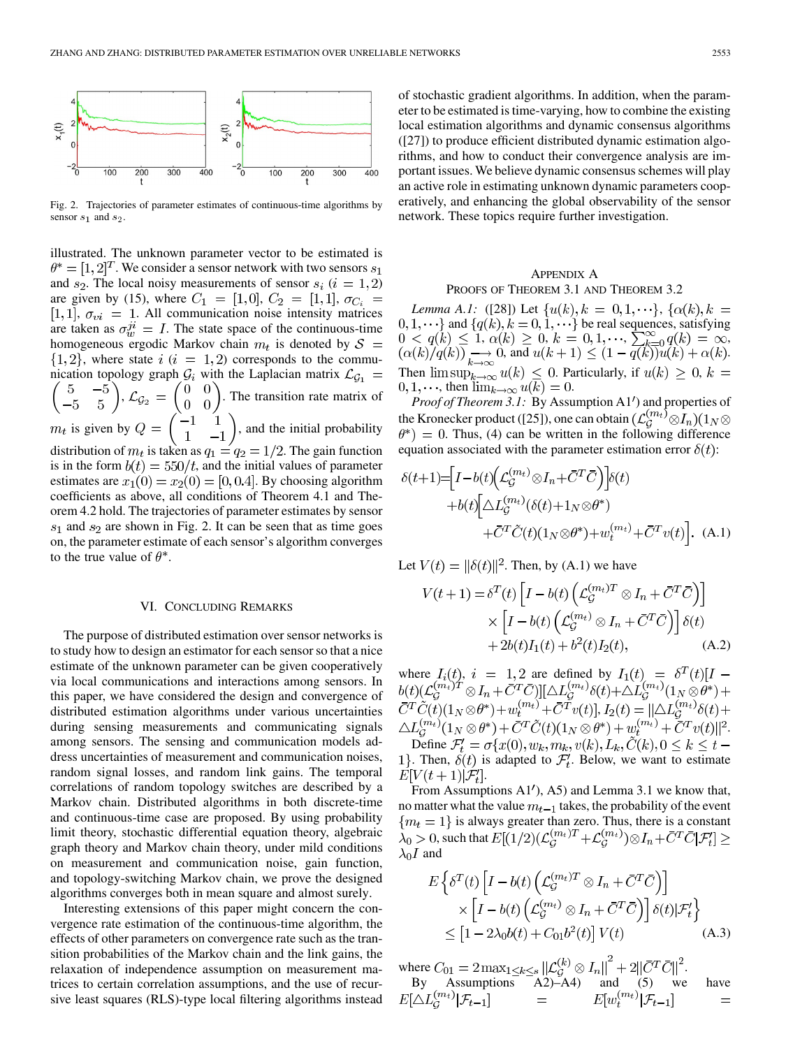Fig. 2. Trajectories of parameter estimates of continuous-time algorithms by sensor $s_1$ and $s_2$.

illustrated. The unknown parameter vector to be estimated is $\theta^* = [1, 2]^T$. We consider a sensor network with two sensors $s_1$ and $s_2$. The local noisy measurements of sensor $s_i$ $(i = 1, 2)$ are given by (15), where $C_1 = [1, 0]$, $C_2 = [1, 1]$, $\sigma_{C_i} = [1, 1]$, $\sigma_{vi} = 1$. All communication noise intensity matrices are taken as $\sigma_w^{ji} = I$. The state space of the continuous-time homogeneous ergodic Markov chain $m_t$ is denoted by $\mathcal{S} = \{1, 2\}$, where state $i$ $(i = 1, 2)$ corresponds to the communication topology graph $\mathcal{G}_i$ with the Laplacian matrix $\mathcal{L}_{\mathcal{G}_1} = \begin{pmatrix} 5 & -5 \\ -5 & 5 \end{pmatrix}$, $\mathcal{L}_{\mathcal{G}_2} = \begin{pmatrix} 0 & 0 \\ 0 & 0 \end{pmatrix}$. The transition rate matrix of $m_t$ is given by $Q = \begin{pmatrix} -1 & 1 \\ 1 & -1 \end{pmatrix}$, and the initial probability distribution of $m_t$ is taken as $q_1 = q_2 = 1/2$. The gain function is in the form $b(t) = 550/t$, and the initial values of parameter estimates are $x_1(0) = x_2(0) = [0, 0.4]$. By choosing algorithm coefficients as above, all conditions of Theorem 4.1 and Theorem 4.2 hold. The trajectories of parameter estimates by sensor $s_1$ and $s_2$ are shown in Fig. 2. It can be seen that as time goes on, the parameter estimate of each sensor's algorithm converges to the true value of $\theta^*$.

## VI. Concluding Remarks

The purpose of distributed estimation over sensor networks is to study how to design an estimator for each sensor so that a nice estimate of the unknown parameter can be given cooperatively via local communications and interactions among sensors. In this paper, we have considered the design and convergence of distributed estimation algorithms under various uncertainties during sensing measurements and communicating signals among sensors. The sensing and communication models address uncertainties of measurement and communication noises, random signal losses, and random link gains. The temporal correlations of random topology switches are described by a Markov chain. Distributed algorithms in both discrete-time and continuous-time case are proposed. By using probability limit theory, stochastic differential equation theory, algebraic graph theory and Markov chain theory, under mild conditions on measurement and communication noise, gain function, and topology-switching Markov chain, we prove the designed algorithms converges both in mean square and almost surely.

Interesting extensions of this paper might concern the convergence rate estimation of the continuous-time algorithm, the effects of other parameters on convergence rate such as the transition probabilities of the Markov chain and the link gains, the relaxation of independence assumption on measurement matrices to certain correlation assumptions, and the use of recursive least squares (RLS)-type local filtering algorithms instead of stochastic gradient algorithms. In addition, when the parameter to be estimated is time-varying, how to combine the existing local estimation algorithms and dynamic consensus algorithms ([27]) to produce efficient distributed dynamic estimation algorithms, and how to conduct their convergence analysis are important issues. We believe dynamic consensus schemes will play an active role in estimating unknown dynamic parameters cooperatively, and enhancing the global observability of the sensor network. These topics require further investigation.

## Appendix A
## Proofs of Theorem 3.1 and Theorem 3.2

*Lemma A.1:* ([28]) Let $\{u(k), k = 0, 1, \cdots\}$, $\{\alpha(k), k = 0, 1, \cdots\}$ and $\{q(k), k = 0, 1, \cdots\}$ be real sequences, satisfying $0 < q(k) \le 1$, $\alpha(k) \ge 0$, $k = 0, 1, \cdots$, $\sum_{k=0}^{\infty} q(k) = \infty$, $(\alpha(k)/q(k)) \underset{k\to\infty}{\longrightarrow} 0$, and $u(k+1) \le (1 - q(k))u(k) + \alpha(k)$. Then $\limsup_{k\to\infty} u(k) \le 0$. Particularly, if $u(k) \ge 0$, $k = 0, 1, \cdots$, then $\lim_{k\to\infty} u(k) = 0$.

*Proof of Theorem 3.1:* By Assumption A1$'$) and properties of the Kronecker product ([25]), one can obtain $(\mathcal{L}_{\mathcal{G}}^{(m_t)} \otimes I_n)(1_N \otimes \theta^*) = 0$. Thus, (4) can be written in the following difference equation associated with the parameter estimation error $\delta(t)$:

$$
\begin{aligned}
\delta(t+1) = &\Big[I - b(t)\Big(\mathcal{L}_{\mathcal{G}}^{(m_t)} \otimes I_n + \bar{C}^T\bar{C}\Big)\Big]\delta(t) \\
&+ b(t)\Big[\triangle L_{\mathcal{G}}^{(m_t)}(\delta(t) + 1_N \otimes \theta^*) \\
&+ \bar{C}^T\tilde{C}(t)(1_N \otimes \theta^*) + w_t^{(m_t)} + \bar{C}^T v(t)\Big]. \quad \text{(A.1)}
\end{aligned}
$$

Let $V(t) = \|\delta(t)\|^2$. Then, by (A.1) we have

$$
\begin{aligned}
V(t+1) = &\,\delta^T(t)\left[I - b(t)\left(\mathcal{L}_{\mathcal{G}}^{(m_t)T} \otimes I_n + \bar{C}^T\bar{C}\right)\right] \\
&\times \left[I - b(t)\left(\mathcal{L}_{\mathcal{G}}^{(m_t)} \otimes I_n + \bar{C}^T\bar{C}\right)\right]\delta(t) \\
&+ 2b(t)I_1(t) + b^2(t)I_2(t), \quad \text{(A.2)}
\end{aligned}
$$

where $I_i(t)$, $i = 1, 2$ are defined by $I_1(t) = \delta^T(t)[I - b(t)(\mathcal{L}_{\mathcal{G}}^{(m_t)T} \otimes I_n + \bar{C}^T\bar{C})][\triangle L_{\mathcal{G}}^{(m_t)}\delta(t) + \triangle L_{\mathcal{G}}^{(m_t)}(1_N \otimes \theta^*) + \bar{C}^T\tilde{C}(t)(1_N \otimes \theta^*) + w_t^{(m_t)} + \bar{C}^T v(t)]$, $I_2(t) = \|\triangle L_{\mathcal{G}}^{(m_t)}\delta(t) + \triangle L_{\mathcal{G}}^{(m_t)}(1_N \otimes \theta^*) + \bar{C}^T\tilde{C}(t)(1_N \otimes \theta^*) + w_t^{(m_t)} + \bar{C}^T v(t)\|^2$.

Define $\mathcal{F}'_t = \sigma\{x(0), w_k, m_k, v(k), L_k, \tilde{C}(k), 0 \le k \le t-1\}$. Then, $\delta(t)$ is adapted to $\mathcal{F}'_t$. Below, we want to estimate $E[V(t+1)|\mathcal{F}'_t]$.

From Assumptions A1$'$), A5) and Lemma 3.1 we know that, no matter what the value $m_{t-1}$ takes, the probability of the event $\{m_t = 1\}$ is always greater than zero. Thus, there is a constant $\lambda_0 > 0$, such that $E[(1/2)(\mathcal{L}_{\mathcal{G}}^{(m_t)T} + \mathcal{L}_{\mathcal{G}}^{(m_t)}) \otimes I_n + \bar{C}^T\bar{C}|\mathcal{F}'_t] \ge \lambda_0 I$ and

$$
\begin{aligned}
E\Big\{&\delta^T(t)\left[I - b(t)\left(\mathcal{L}_{\mathcal{G}}^{(m_t)T} \otimes I_n + \bar{C}^T\bar{C}\right)\right] \\
&\times \left[I - b(t)\left(\mathcal{L}_{\mathcal{G}}^{(m_t)} \otimes I_n + \bar{C}^T\bar{C}\right)\right]\delta(t)|\mathcal{F}'_t\Big\} \\
&\le \left[1 - 2\lambda_0 b(t) + C_{01}b^2(t)\right]V(t) \quad \text{(A.3)}
\end{aligned}
$$

where $C_{01} = 2\max_{1\le k\le s}\left\|\mathcal{L}_{\mathcal{G}}^{(k)} \otimes I_n\right\|^2 + 2\|\bar{C}^T\bar{C}\|^2$.

By Assumptions A2)–A4) and (5) we have $E[\triangle L_{\mathcal{G}}^{(m_t)}|\mathcal{F}_{t-1}] = E[w_t^{(m_t)}|\mathcal{F}_{t-1}] =$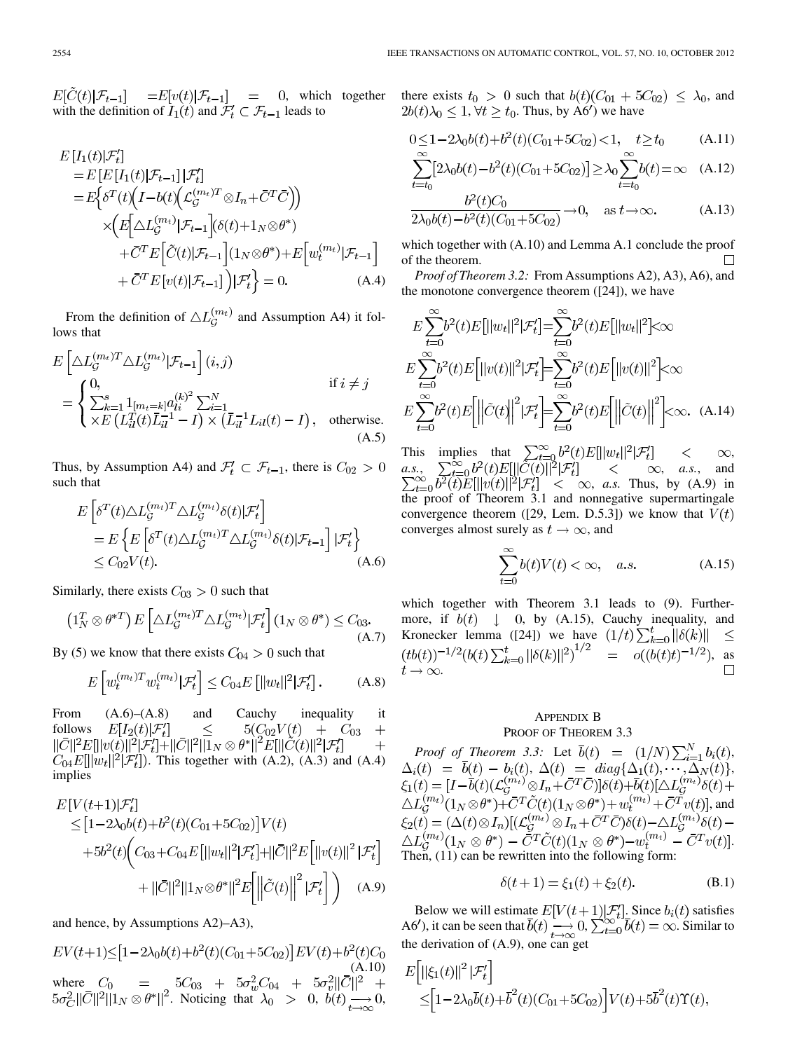$E[\tilde{C}(t)|\mathcal{F}_{t-1}] = E[v(t)|\mathcal{F}_{t-1}] = 0$, which together with the definition of $I_1(t)$ and $\mathcal{F}'_t \subset \mathcal{F}_{t-1}$ leads to

$$
\begin{aligned}
&E[I_1(t)|\mathcal{F}'_t] \\
&= E[E[I_1(t)|\mathcal{F}_{t-1}]|\mathcal{F}'_t] \\
&= E\Big\{\delta^T(t)\Big(I - b(t)\Big(\mathcal{L}_{\mathcal{G}}^{(m_t)T} \otimes I_n + \bar{C}^T\bar{C}\Big)\Big) \\
&\quad \times \Big(E\Big[\triangle L_{\mathcal{G}}^{(m_t)}|\mathcal{F}_{t-1}\Big](\delta(t) + 1_N \otimes \theta^*) \\
&\quad + \bar{C}^T E\Big[\tilde{C}(t)|\mathcal{F}_{t-1}\Big](1_N \otimes \theta^*) + E\Big[w_t^{(m_t)}|\mathcal{F}_{t-1}\Big] \\
&\quad + \bar{C}^T E[v(t)|\mathcal{F}_{t-1}]\Big)|\mathcal{F}'_t\Big\} = 0. \qquad \text{(A.4)}
\end{aligned}
$$

From the definition of $\triangle L_{\mathcal{G}}^{(m_t)}$ and Assumption A4) it follows that

$$
\begin{aligned}
&E\Big[\triangle L_{\mathcal{G}}^{(m_t)T} \triangle L_{\mathcal{G}}^{(m_t)}|\mathcal{F}_{t-1}\Big](i,j) \\
&= \begin{cases} 0, & \text{if } i \neq j \\ \sum_{k=1}^{s} 1_{[m_t=k]} a_{li}^{(k)^2} \sum_{i=1}^{N} & \\ \times E\left(L_{il}^T(t)\bar{L}_{il}^{-1} - I\right) \times \left(\bar{L}_{il}^{-1} L_{il}(t) - I\right), & \text{otherwise.} \end{cases} \qquad \text{(A.5)}
\end{aligned}
$$

Thus, by Assumption A4) and $\mathcal{F}'_t \subset \mathcal{F}_{t-1}$, there is $C_{02} > 0$ such that

$$
\begin{aligned}
&E\Big[\delta^T(t)\triangle L_{\mathcal{G}}^{(m_t)T} \triangle L_{\mathcal{G}}^{(m_t)}\delta(t)|\mathcal{F}'_t\Big] \\
&= E\Big\{E\Big[\delta^T(t)\triangle L_{\mathcal{G}}^{(m_t)T} \triangle L_{\mathcal{G}}^{(m_t)}\delta(t)|\mathcal{F}_{t-1}\Big]|\mathcal{F}'_t\Big\} \\
&\leq C_{02}V(t). \qquad \text{(A.6)}
\end{aligned}
$$

Similarly, there exists $C_{03} > 0$ such that

$$
\left(1_N^T \otimes \theta^{*T}\right) E\Big[\triangle L_{\mathcal{G}}^{(m_t)T} \triangle L_{\mathcal{G}}^{(m_t)}|\mathcal{F}'_t\Big](1_N \otimes \theta^*) \leq C_{03}. \qquad \text{(A.7)}
$$

By (5) we know that there exists $C_{04} > 0$ such that

$$
E\Big[w_t^{(m_t)T} w_t^{(m_t)}|\mathcal{F}'_t\Big] \leq C_{04}E\left[\|w_t\|^2|\mathcal{F}'_t\right]. \qquad \text{(A.8)}
$$

From (A.6)–(A.8) and Cauchy inequality it follows $E[I_2(t)|\mathcal{F}'_t] \leq 5(C_{02}V(t) + C_{03} + \|\bar{C}\|^2 E[\|v(t)\|^2|\mathcal{F}'_t] + \|\bar{C}\|^2\|1_N \otimes \theta^*\|^2 E[\|\tilde{C}(t)\|^2|\mathcal{F}'_t] + C_{04}E[\|w_t\|^2|\mathcal{F}'_t])$. This together with (A.2), (A.3) and (A.4) implies

$$
\begin{aligned}
&E[V(t+1)|\mathcal{F}'_t] \\
&\leq \left[1 - 2\lambda_0 b(t) + b^2(t)(C_{01} + 5C_{02})\right]V(t) \\
&\quad + 5b^2(t)\Big(C_{03} + C_{04}E[\|w_t\|^2|\mathcal{F}'_t] + \|\bar{C}\|^2 E\Big[\|v(t)\|^2|\mathcal{F}'_t\Big] \\
&\quad + \|\bar{C}\|^2\|1_N \otimes \theta^*\|^2 E\Big[\Big\|\tilde{C}(t)\Big\|^2|\mathcal{F}'_t\Big]\Big) \qquad \text{(A.9)}
\end{aligned}
$$

and hence, by Assumptions A2)–A3),

$$
EV(t+1) \leq \left[1 - 2\lambda_0 b(t) + b^2(t)(C_{01} + 5C_{02})\right]EV(t) + b^2(t)C_0 \qquad \text{(A.10)}
$$

where $C_0 = 5C_{03} + 5\sigma_w^2 C_{04} + 5\sigma_v^2\|\bar{C}\|^2 + 5\sigma_C^2\|\bar{C}\|^2\|1_N \otimes \theta^*\|^2$. Noticing that $\lambda_0 > 0$, $b(t) \underset{t\to\infty}{\longrightarrow} 0$, there exists $t_0 > 0$ such that $b(t)(C_{01} + 5C_{02}) \leq \lambda_0$, and $2b(t)\lambda_0 \leq 1, \forall t \geq t_0$. Thus, by A6′) we have

$$
0 \leq 1 - 2\lambda_0 b(t) + b^2(t)(C_{01} + 5C_{02}) < 1, \quad t \geq t_0 \qquad \text{(A.11)}
$$

$$
\sum_{t=t_0}^{\infty}\left[2\lambda_0 b(t) - b^2(t)(C_{01} + 5C_{02})\right] \geq \lambda_0 \sum_{t=t_0}^{\infty} b(t) = \infty \qquad \text{(A.12)}
$$

$$
\frac{b^2(t)C_0}{2\lambda_0 b(t) - b^2(t)(C_{01} + 5C_{02})} \to 0, \quad \text{as } t \to \infty. \qquad \text{(A.13)}
$$

which together with (A.10) and Lemma A.1 conclude the proof of the theorem. $\square$

*Proof of Theorem 3.2:* From Assumptions A2), A3), A6), and the monotone convergence theorem ([24]), we have

$$
\begin{aligned}
E\sum_{t=0}^{\infty} b^2(t)E\left[\|w_t\|^2|\mathcal{F}'_t\right] &= \sum_{t=0}^{\infty} b^2(t)E\left[\|w_t\|^2\right] < \infty \\
E\sum_{t=0}^{\infty} b^2(t)E\Big[\|v(t)\|^2|\mathcal{F}'_t\Big] &= \sum_{t=0}^{\infty} b^2(t)E\Big[\|v(t)\|^2\Big] < \infty \\
E\sum_{t=0}^{\infty} b^2(t)E\Big[\Big\|\tilde{C}(t)\Big\|^2|\mathcal{F}'_t\Big] &= \sum_{t=0}^{\infty} b^2(t)E\Big[\Big\|\tilde{C}(t)\Big\|^2\Big] < \infty. \qquad \text{(A.14)}
\end{aligned}
$$

This implies that $\sum_{t=0}^{\infty} b^2(t)E[\|w_t\|^2|\mathcal{F}'_t] < \infty$, *a.s.*, $\sum_{t=0}^{\infty} b^2(t)E[\|\tilde{C}(t)\|^2|\mathcal{F}'_t] < \infty$, *a.s.*, and $\sum_{t=0}^{\infty} b^2(t)E[\|v(t)\|^2|\mathcal{F}'_t] < \infty$, *a.s.* Thus, by (A.9) in the proof of Theorem 3.1 and nonnegative supermartingale convergence theorem ([29, Lem. D.5.3]) we know that $V(t)$ converges almost surely as $t \to \infty$, and

$$
\sum_{t=0}^{\infty} b(t)V(t) < \infty, \quad a.s. \qquad \text{(A.15)}
$$

which together with Theorem 3.1 leads to (9). Furthermore, if $b(t) \downarrow 0$, by (A.15), Cauchy inequality, and Kronecker lemma ([24]) we have $(1/t)\sum_{k=0}^{t}\|\delta(k)\| \leq (tb(t))^{-1/2}\left(b(t)\sum_{k=0}^{t}\|\delta(k)\|^2\right)^{1/2} = o((b(t)t)^{-1/2})$, as $t \to \infty$. $\square$

## APPENDIX B
## PROOF OF THEOREM 3.3

*Proof of Theorem 3.3:* Let $\bar{b}(t) = (1/N)\sum_{i=1}^{N} b_i(t)$, $\Delta_i(t) = \bar{b}(t) - b_i(t)$, $\Delta(t) = diag\{\Delta_1(t), \cdots, \Delta_N(t)\}$, $\xi_1(t) = [I - \bar{b}(t)(\mathcal{L}_{\mathcal{G}}^{(m_t)} \otimes I_n + \bar{C}^T\bar{C})]\delta(t) + \bar{b}(t)[\triangle L_{\mathcal{G}}^{(m_t)}\delta(t) + \triangle L_{\mathcal{G}}^{(m_t)}(1_N \otimes \theta^*) + \bar{C}^T\tilde{C}(t)(1_N \otimes \theta^*) + w_t^{(m_t)} + \bar{C}^T v(t)]$, and $\xi_2(t) = (\Delta(t) \otimes I_n)[(\mathcal{L}_{\mathcal{G}}^{(m_t)} \otimes I_n + \bar{C}^T\bar{C})\delta(t) - \triangle L_{\mathcal{G}}^{(m_t)}\delta(t) - \triangle L_{\mathcal{G}}^{(m_t)}(1_N \otimes \theta^*) - \bar{C}^T\tilde{C}(t)(1_N \otimes \theta^*) - w_t^{(m_t)} - \bar{C}^T v(t)]$. Then, (11) can be rewritten into the following form:

$$
\delta(t+1) = \xi_1(t) + \xi_2(t). \qquad \text{(B.1)}
$$

Below we will estimate $E[V(t+1)|\mathcal{F}'_t]$. Since $b_i(t)$ satisfies A6′), it can be seen that $\bar{b}(t) \underset{t\to\infty}{\longrightarrow} 0$, $\sum_{t=0}^{\infty}\bar{b}(t) = \infty$. Similar to the derivation of (A.9), one can get

$$
\begin{aligned}
&E\Big[\|\xi_1(t)\|^2|\mathcal{F}'_t\Big] \\
&\leq \Big[1 - 2\lambda_0\bar{b}(t) + \bar{b}^2(t)(C_{01} + 5C_{02})\Big]V(t) + 5\bar{b}^2(t)\Upsilon(t),
\end{aligned}
$$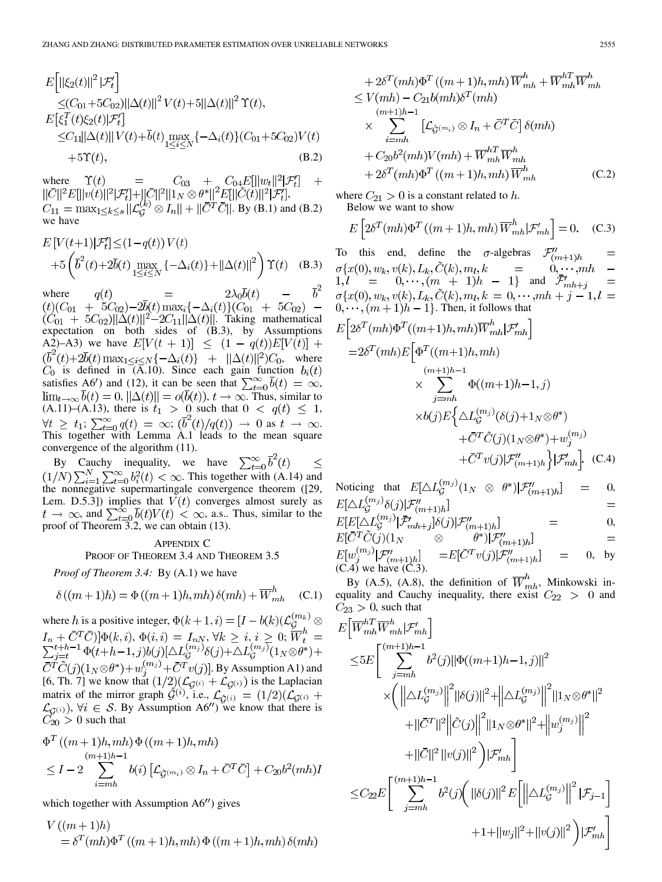$$
\begin{aligned}
&E\left[\|\xi_2(t)\|^2|\mathcal{F}'_t\right]\\
&\le (C_{01}+5C_{02})\|\Delta(t)\|^2V(t)+5\|\Delta(t)\|^2\Upsilon(t),\\
&E\left[\xi_1^T(t)\xi_2(t)|\mathcal{F}'_t\right]\\
&\le C_{11}\|\Delta(t)\|V(t)+\bar{b}(t)\max_{1\le i\le N}\{-\Delta_i(t)\}(C_{01}+5C_{02})V(t)\\
&\quad+5\Upsilon(t),
\end{aligned}
\tag{B.2}
$$

where $\Upsilon(t) = C_{03} + C_{04}E[\|w_t\|^2|\mathcal{F}'_t] + \|\bar{C}\|^2E[\|v(t)\|^2|\mathcal{F}'_t]+\|\bar{C}\|^2\|1_N\otimes\theta^*\|^2E[\|\tilde{C}(t)\|^2|\mathcal{F}'_t]$, $C_{11}=\max_{1\le k\le s}\|\mathcal{L}_{\mathcal{G}}^{(k)}\otimes I_n\|+\|\bar{C}^T\bar{C}\|$. By (B.1) and (B.2) we have

$$
\begin{aligned}
E\left[V(t+1)|\mathcal{F}'_t\right]&\le(1-q(t))V(t)\\
&+5\left(\bar{b}^2(t)+2\bar{b}(t)\max_{1\le i\le N}\{-\Delta_i(t)\}+\|\Delta(t)\|^2\right)\Upsilon(t)
\end{aligned}
\tag{B.3}
$$

where $q(t) = 2\lambda_0\bar{b}(t) - \bar{b}^2(t)(C_{01}+5C_{02})-2\bar{b}(t)\max_i\{-\Delta_i(t)\}(C_{01}+5C_{02}) - (C_{01}+5C_{02})\|\Delta(t)\|^2-2C_{11}\|\Delta(t)\|$. Taking mathematical expectation on both sides of (B.3), by Assumptions A2)–A3) we have $E[V(t+1)]\le(1-q(t))E[V(t)]+(\bar{b}^2(t)+2\bar{b}(t)\max_{1\le i\le N}\{-\Delta_i(t)\}+\|\Delta(t)\|^2)C_0$, where $C_0$ is defined in (A.10). Since each gain function $b_i(t)$ satisfies A6′) and (12), it can be seen that $\sum_{t=0}^{\infty}\bar{b}(t)=\infty$, $\lim_{t\to\infty}\bar{b}(t)=0$, $\|\Delta(t)\|=o(\bar{b}(t))$, $t\to\infty$. Thus, similar to (A.11)–(A.13), there is $t_1>0$ such that $0<q(t)\le 1$, $\forall t\ge t_1$; $\sum_{t=0}^{\infty}q(t)=\infty$; $(\bar{b}^2(t)/q(t))\to 0$ as $t\to\infty$. This together with Lemma A.1 leads to the mean square convergence of the algorithm (11).

By Cauchy inequality, we have $\sum_{t=0}^{\infty}\bar{b}^2(t)\le(1/N)\sum_{i=1}^{N}\sum_{t=0}^{\infty}b_i^2(t)<\infty$. This together with (A.14) and the nonnegative supermartingale convergence theorem ([29, Lem. D.5.3]) implies that $V(t)$ converges almost surely as $t\to\infty$, and $\sum_{t=0}^{\infty}\bar{b}(t)V(t)<\infty$, a.s.. Thus, similar to the proof of Theorem 3.2, we can obtain (13).

## Appendix C
## Proof of Theorem 3.4 and Theorem 3.5

*Proof of Theorem 3.4:* By (A.1) we have

$$
\delta((m+1)h)=\Phi((m+1)h,mh)\delta(mh)+\overline{W}_{mh}^h \tag{C.1}
$$

where $h$ is a positive integer, $\Phi(k+1,i)=[I-b(k)(\mathcal{L}_{\mathcal{G}}^{(m_k)}\otimes I_n+\bar{C}^T\bar{C})]\Phi(k,i)$, $\Phi(i,i)=I_{nN}$, $\forall k\ge i,\ i\ge 0$; $\overline{W}_t^h=\sum_{j=t}^{t+h-1}\Phi(t+h-1,j)b(j)[\triangle L_{\mathcal{G}}^{(m_j)}\delta(j)+\triangle L_{\mathcal{G}}^{(m_j)}(1_N\otimes\theta^*)+\bar{C}^T\tilde{C}(j)(1_N\otimes\theta^*)+w_j^{(m_j)}+\bar{C}^Tv(j)]$. By Assumption A1) and [6, Th. 7] we know that $(1/2)(\mathcal{L}_{\mathcal{G}^{(i)}}+\mathcal{L}_{\mathcal{G}^{(i)}})$ is the Laplacian matrix of the mirror graph $\hat{\mathcal{G}}^{(i)}$, i.e., $\mathcal{L}_{\hat{\mathcal{G}}^{(i)}}=(1/2)(\mathcal{L}_{\mathcal{G}^{(i)}}+\mathcal{L}_{\mathcal{G}^{(i)}})$, $\forall i\in\mathcal{S}$. By Assumption A6″) we know that there is $C_{20}>0$ such that

$$
\begin{aligned}
&\Phi^T((m+1)h,mh)\Phi((m+1)h,mh)\\
&\le I-2\sum_{i=mh}^{(m+1)h-1}b(i)\left[\mathcal{L}_{\hat{\mathcal{G}}^{(m_i)}}\otimes I_n+\bar{C}^T\bar{C}\right]+C_{20}b^2(mh)I
\end{aligned}
$$

which together with Assumption A6″) gives

$$
\begin{aligned}
&V((m+1)h)\\
&=\delta^T(mh)\Phi^T((m+1)h,mh)\Phi((m+1)h,mh)\delta(mh)\\
&\quad+2\delta^T(mh)\Phi^T((m+1)h,mh)\overline{W}_{mh}^h+\overline{W}_{mh}^{hT}\overline{W}_{mh}^h\\
&\le V(mh)-C_{21}b(mh)\delta^T(mh)\\
&\quad\times\sum_{i=mh}^{(m+1)h-1}\left[\mathcal{L}_{\hat{\mathcal{G}}^{(m_i)}}\otimes I_n+\bar{C}^T\bar{C}\right]\delta(mh)\\
&\quad+C_{20}b^2(mh)V(mh)+\overline{W}_{mh}^{hT}\overline{W}_{mh}^h\\
&\quad+2\delta^T(mh)\Phi^T((m+1)h,mh)\overline{W}_{mh}^h
\end{aligned}
\tag{C.2}
$$

where $C_{21}>0$ is a constant related to $h$.

Below we want to show

$$
E\left[2\delta^T(mh)\Phi^T((m+1)h,mh)\overline{W}_{mh}^h|\mathcal{F}'_{mh}\right]=0. \tag{C.3}
$$

To this end, define the $\sigma$-algebras $\mathcal{F}''_{(m+1)h}=\sigma\{x(0),w_k,v(k),L_k,\tilde{C}(k),m_l,k=0,\cdots,mh-1,l=0,\cdots,(m+1)h-1\}$ and $\bar{\mathcal{F}}'_{mh+j}=\sigma\{x(0),w_k,v(k),L_k,\tilde{C}(k),m_l,k=0,\cdots,mh+j-1,l=0,\cdots,(m+1)h-1\}$. Then, it follows that

$$
\begin{aligned}
&E\left[2\delta^T(mh)\Phi^T((m+1)h,mh)\overline{W}_{mh}^h|\mathcal{F}'_{mh}\right]\\
&=2\delta^T(mh)E\Big[\Phi^T((m+1)h,mh)\\
&\quad\times\sum_{j=mh}^{(m+1)h-1}\Phi((m+1)h-1,j)\\
&\quad\times b(j)E\Big\{\triangle L_{\mathcal{G}}^{(m_j)}(\delta(j)+1_N\otimes\theta^*)\\
&\quad+\bar{C}^T\tilde{C}(j)(1_N\otimes\theta^*)+w_j^{(m_j)}\\
&\quad+\bar{C}^Tv(j)|\mathcal{F}''_{(m+1)h}\Big\}|\mathcal{F}'_{mh}\Big].
\end{aligned}
\tag{C.4}
$$

Noticing that $E[\triangle L_{\mathcal{G}}^{(m_j)}(1_N\otimes\theta^*)|\mathcal{F}''_{(m+1)h}]=0$, $E[\triangle L_{\mathcal{G}}^{(m_j)}\delta(j)|\mathcal{F}''_{(m+1)h}]=E[E[\triangle L_{\mathcal{G}}^{(m_j)}|\bar{\mathcal{F}}'_{mh+j}]\delta(j)|\mathcal{F}''_{(m+1)h}]=0$, $E[\bar{C}^T\tilde{C}(j)(1_N\otimes\theta^*)|\mathcal{F}''_{(m+1)h}]=E[w_j^{(m_j)}|\mathcal{F}''_{(m+1)h}]=E[\bar{C}^Tv(j)|\mathcal{F}''_{(m+1)h}]=0$, by (C.4) we have (C.3).

By (A.5), (A.8), the definition of $\overline{W}_{mh}^h$, Minkowski inequality and Cauchy inequality, there exist $C_{22}>0$ and $C_{23}>0$, such that

$$
\begin{aligned}
&E\left[\overline{W}_{mh}^{hT}\overline{W}_{mh}^h|\mathcal{F}'_{mh}\right]\\
&\le 5E\Bigg[\sum_{j=mh}^{(m+1)h-1}b^2(j)\|\Phi((m+1)h-1,j)\|^2\\
&\quad\times\bigg(\left\|\triangle L_{\mathcal{G}}^{(m_j)}\right\|^2\|\delta(j)\|^2+\left\|\triangle L_{\mathcal{G}}^{(m_j)}\right\|^2\|1_N\otimes\theta^*\|^2\\
&\quad+\|\bar{C}^T\|^2\left\|\tilde{C}(j)\right\|^2\|1_N\otimes\theta^*\|^2+\left\|w_j^{(m_j)}\right\|^2\\
&\quad+\|\bar{C}\|^2\|v(j)\|^2\bigg)|\mathcal{F}'_{mh}\Bigg]\\
&\le C_{22}E\Bigg[\sum_{j=mh}^{(m+1)h-1}b^2(j)\bigg(\|\delta(j)\|^2E\left[\left\|\triangle L_{\mathcal{G}}^{(m_j)}\right\|^2|\mathcal{F}_{j-1}\right]\\
&\quad+1+\|w_j\|^2+\|v(j)\|^2\bigg)|\mathcal{F}'_{mh}\Bigg]
\end{aligned}
$$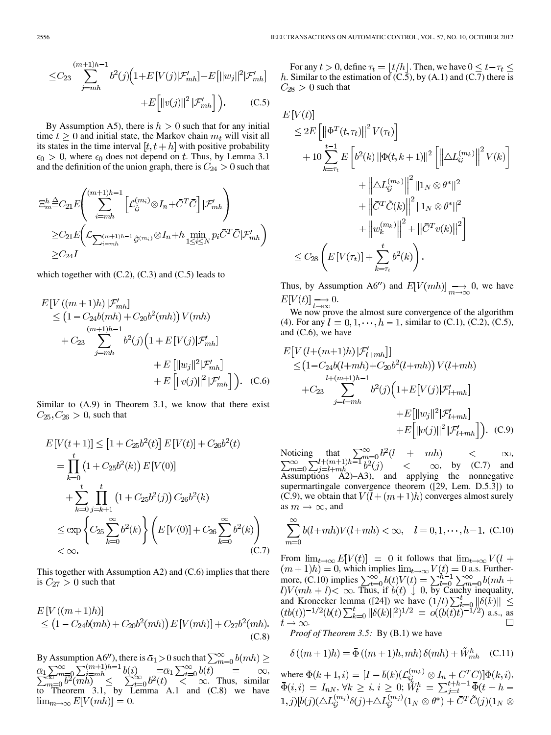$$\leq C_{23}\sum_{j=mh}^{(m+1)h-1} b^2(j)\Big(1+E\left[V(j)|\mathcal{F}'_{mh}\right]+E\left[\|w_j\|^2|\mathcal{F}'_{mh}\right] +E\left[\|v(j)\|^2\,|\mathcal{F}'_{mh}\right]\Big). \quad \text{(C.5)}$$

By Assumption A5), there is $h>0$ such that for any initial time $t\geq 0$ and initial state, the Markov chain $m_t$ will visit all its states in the time interval $[t,t+h]$ with positive probability $\epsilon_0>0$, where $\epsilon_0$ does not depend on $t$. Thus, by Lemma 3.1 and the definition of the union graph, there is $C_{24}>0$ such that

$$\begin{aligned}
\Xi_m^h &\triangleq C_{21}E\left(\sum_{i=mh}^{(m+1)h-1}\left[\mathcal{L}_{\hat{\mathcal{G}}}^{(m_i)}\otimes I_n+\bar{C}^T\bar{C}\right]|\mathcal{F}'_{mh}\right)\\
&\geq C_{21}E\Big(\mathcal{L}_{\sum_{i=mh}^{(m+1)h-1}\hat{\mathcal{G}}^{(m_i)}}\otimes I_n+h\min_{1\leq i\leq N}p_i\bar{C}^T\bar{C}|\mathcal{F}'_{mh}\Big)\\
&\geq C_{24}I
\end{aligned}$$

which together with (C.2), (C.3) and (C.5) leads to

$$\begin{aligned}
&E\left[V\left((m+1)h\right)|\mathcal{F}'_{mh}\right]\\
&\leq\left(1-C_{24}b(mh)+C_{20}b^2(mh)\right)V(mh)\\
&\quad+C_{23}\sum_{j=mh}^{(m+1)h-1}b^2(j)\Big(1+E\left[V(j)|\mathcal{F}'_{mh}\right]+E\left[\|w_j\|^2|\mathcal{F}'_{mh}\right]+E\left[\|v(j)\|^2\,|\mathcal{F}'_{mh}\right]\Big). \quad \text{(C.6)}
\end{aligned}$$

Similar to (A.9) in Theorem 3.1, we know that there exist $C_{25},C_{26}>0$, such that

$$\begin{aligned}
E\left[V(t+1)\right]&\leq\left[1+C_{25}b^2(t)\right]E\left[V(t)\right]+C_{26}b^2(t)\\
&=\prod_{k=0}^{t}\left(1+C_{25}b^2(k)\right)E\left[V(0)\right]\\
&\quad+\sum_{k=0}^{t}\prod_{j=k+1}^{t}\left(1+C_{25}b^2(j)\right)C_{26}b^2(k)\\
&\leq\exp\left\{C_{25}\sum_{k=0}^{\infty}b^2(k)\right\}\left(E\left[V(0)\right]+C_{26}\sum_{k=0}^{\infty}b^2(k)\right)\\
&<\infty. \qquad\qquad \text{(C.7)}
\end{aligned}$$

This together with Assumption A2) and (C.6) implies that there is $C_{27}>0$ such that

$$\begin{aligned}
&E\left[V\left((m+1)h\right)\right]\\
&\leq\left(1-C_{24}b(mh)+C_{20}b^2(mh)\right)E\left[V(mh)\right]+C_{27}b^2(mh). \quad \text{(C.8)}
\end{aligned}$$

By Assumption A6″), there is $\bar{\alpha}_1>0$ such that $\sum_{m=0}^{\infty}b(mh)\geq\bar{\alpha}_1\sum_{m=0}^{\infty}\sum_{i=mh}^{(m+1)h-1}b(i)=\bar{\alpha}_1\sum_{t=0}^{\infty}b(t)=\infty$, $\sum_{m=0}^{\infty}b^2(mh)\leq\sum_{t=0}^{\infty}b^2(t)<\infty$. Thus, similar to Theorem 3.1, by Lemma A.1 and (C.8) we have $\lim_{m\to\infty}E[V(mh)]=0$.

For any $t>0$, define $\tau_t=\lfloor t/h\rfloor$. Then, we have $0\leq t-\tau_t\leq h$. Similar to the estimation of (C.5), by (A.1) and (C.7) there is $C_{28}>0$ such that

$$\begin{aligned}
&E\left[V(t)\right]\\
&\leq 2E\left[\left\|\Phi^T(t,\tau_t)\right\|^2V(\tau_t)\right]\\
&\quad+10\sum_{k=\tau_t}^{t-1}E\Big[b^2(k)\left\|\Phi(t,k+1)\right\|^2\Big[\left\|\triangle L_{\mathcal{G}}^{(m_k)}\right\|^2V(k)\\
&\qquad+\left\|\triangle L_{\mathcal{G}}^{(m_k)}\right\|^2\|1_N\otimes\theta^*\|^2\\
&\qquad+\left\|\bar{C}^T\tilde{C}(k)\right\|^2\|1_N\otimes\theta^*\|^2\\
&\qquad+\left\|w_k^{(m_k)}\right\|^2+\left\|\bar{C}^Tv(k)\right\|^2\Big]\\
&\leq C_{28}\left(E\left[V(\tau_t)\right]+\sum_{k=\tau_t}^{t}b^2(k)\right).
\end{aligned}$$

Thus, by Assumption A6″) and $E[V(mh)]\underset{m\to\infty}{\longrightarrow}0$, we have $E[V(t)]\underset{t\to\infty}{\longrightarrow}0$.

We now prove the almost sure convergence of the algorithm (4). For any $l=0,1,\cdots,h-1$, similar to (C.1), (C.2), (C.5), and (C.6), we have

$$\begin{aligned}
&E\big[V\left(l+(m+1)h\right)|\mathcal{F}'_{l+mh}\big]\\
&\leq\left(1-C_{24}b(l+mh)+C_{20}b^2(l+mh)\right)V(l+mh)\\
&\quad+C_{23}\sum_{j=l+mh}^{l+(m+1)h-1}b^2(j)\Big(1+E\big[V(j)|\mathcal{F}'_{l+mh}\big]+E\big[\|w_j\|^2|\mathcal{F}'_{l+mh}\big]+E\Big[\|v(j)\|^2\,|\mathcal{F}'_{l+mh}\Big]\Big). \quad \text{(C.9)}
\end{aligned}$$

Noticing that $\sum_{m=0}^{\infty}b^2(l+mh)<\infty$, $\sum_{m=0}^{\infty}\sum_{j=l+mh}^{l+(m+1)h-1}b^2(j)<\infty$, by (C.7) and Assumptions A2)–A3), and applying the nonnegative supermartingale convergence theorem ([29, Lem. D.5.3]) to (C.9), we obtain that $V(l+(m+1)h)$ converges almost surely as $m\to\infty$, and

$$\sum_{m=0}^{\infty}b(l+mh)V(l+mh)<\infty,\quad l=0,1,\cdots,h-1. \quad \text{(C.10)}$$

From $\lim_{t\to\infty}E[V(t)]=0$ it follows that $\lim_{t\to\infty}V(l+(m+1)h)=0$, which implies $\lim_{t\to\infty}V(t)=0$ a.s. Furthermore, (C.10) implies $\sum_{t=0}^{\infty}b(t)V(t)=\sum_{l=0}^{h-1}\sum_{m=0}^{\infty}b(mh+l)V(mh+l)<\infty$. Thus, if $b(t)\downarrow 0$, by Cauchy inequality, and Kronecker lemma ([24]) we have $(1/t)\sum_{k=0}^{t}\|\delta(k)\|\leq(tb(t))^{-1/2}(b(t)\sum_{k=0}^{t}\|\delta(k)\|^2)^{1/2}=o((b(t)t)^{-1/2})$ a.s., as $t\to\infty$. $\square$

*Proof of Theorem 3.5:* By (B.1) we have

$$\delta\left((m+1)h\right)=\bar{\Phi}\left((m+1)h,mh\right)\delta(mh)+\tilde{W}_{mh}^h \quad \text{(C.11)}$$

where $\bar{\Phi}(k+1,i)=[I-\bar{b}(k)(\mathcal{L}_{\mathcal{G}}^{(m_k)}\otimes I_n+\bar{C}^T\bar{C})]\bar{\Phi}(k,i)$, $\bar{\Phi}(i,i)=I_{nN},\forall k\geq i,\ i\geq 0$; $\tilde{W}_t^h=\sum_{j=t}^{t+h-1}\bar{\Phi}(t+h-1,j)[\bar{b}(j)(\triangle L_{\mathcal{G}}^{(m_j)}\delta(j)+\triangle L_{\mathcal{G}}^{(m_j)}(1_N\otimes\theta^*)+\bar{C}^T\tilde{C}(j)(1_N\otimes$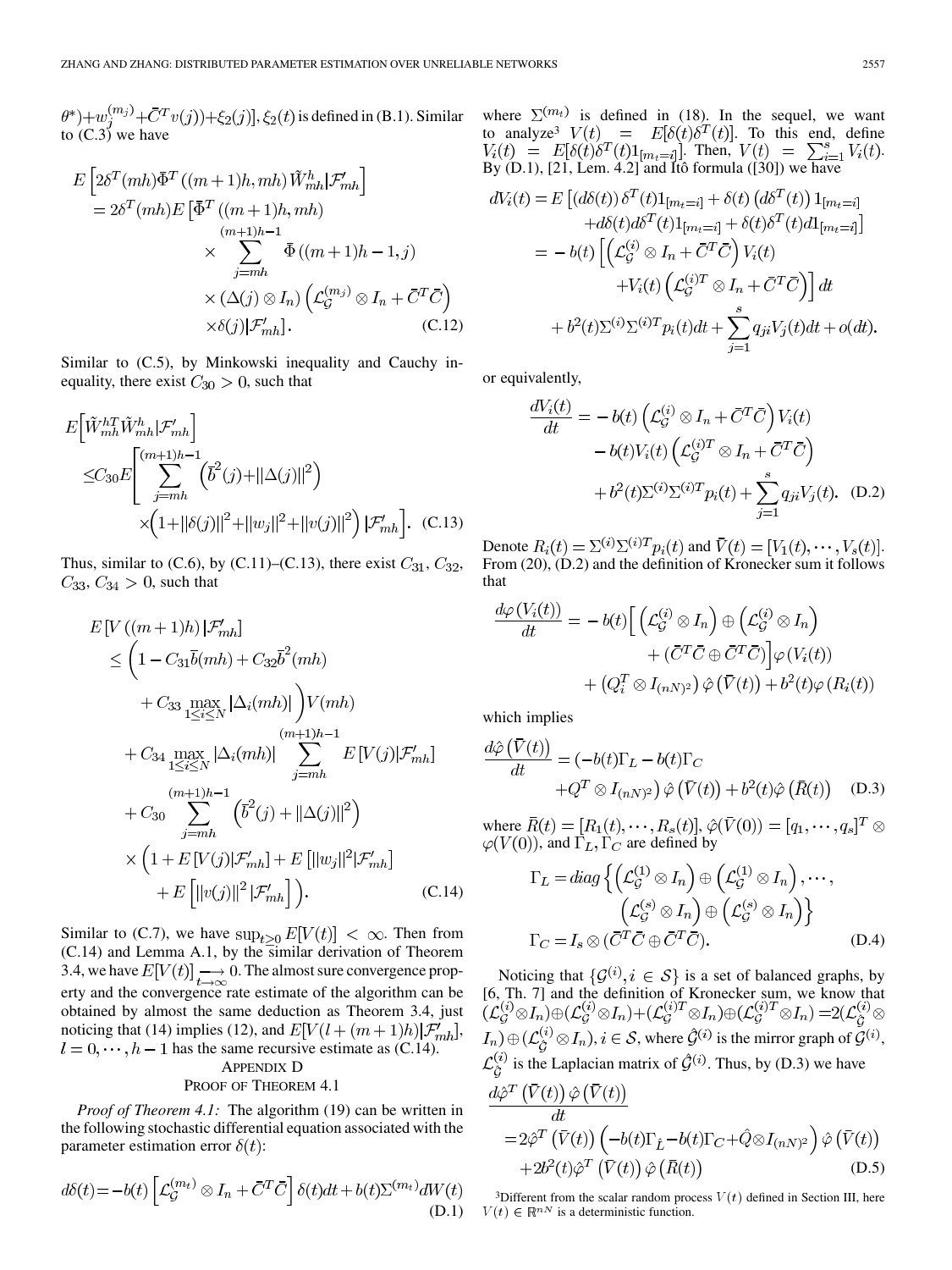$\theta^*)+w_j^{(m_j)}+\bar{C}^T v(j))+\xi_2(j)]$, $\xi_2(t)$ is defined in (B.1). Similar to (C.3) we have

$$
\begin{aligned}
E&\left[2\delta^T(mh)\bar{\Phi}^T((m+1)h,mh)\tilde{W}_{mh}^h|\mathcal{F}'_{mh}\right] \\
&=2\delta^T(mh)E\Big[\bar{\Phi}^T((m+1)h,mh) \\
&\quad\times\sum_{j=mh}^{(m+1)h-1}\bar{\Phi}((m+1)h-1,j) \\
&\quad\times(\Delta(j)\otimes I_n)\left(\mathcal{L}_{\mathcal{G}}^{(m_j)}\otimes I_n+\bar{C}^T\bar{C}\right) \\
&\quad\times\delta(j)|\mathcal{F}'_{mh}\Big].
\end{aligned}
\tag{C.12}
$$

Similar to (C.5), by Minkowski inequality and Cauchy inequality, there exist $C_{30}>0$, such that

$$
\begin{aligned}
E&\left[\tilde{W}_{mh}^{hT}\tilde{W}_{mh}^h|\mathcal{F}'_{mh}\right] \\
&\leq C_{30}E\Bigg[\sum_{j=mh}^{(m+1)h-1}\left(\bar{b}^2(j)+\|\Delta(j)\|^2\right) \\
&\quad\times\left(1+\|\delta(j)\|^2+\|w_j\|^2+\|v(j)\|^2\right)|\mathcal{F}'_{mh}\Bigg].
\end{aligned}
\tag{C.13}
$$

Thus, similar to (C.6), by (C.11)–(C.13), there exist $C_{31}$, $C_{32}$, $C_{33}$, $C_{34}>0$, such that

$$
\begin{aligned}
E&\left[V((m+1)h)|\mathcal{F}'_{mh}\right] \\
&\leq\Bigg(1-C_{31}\bar{b}(mh)+C_{32}\bar{b}^2(mh) \\
&\quad+C_{33}\max_{1\leq i\leq N}|\Delta_i(mh)|\Bigg)V(mh) \\
&\quad+C_{34}\max_{1\leq i\leq N}|\Delta_i(mh)|\sum_{j=mh}^{(m+1)h-1}E\left[V(j)|\mathcal{F}'_{mh}\right] \\
&\quad+C_{30}\sum_{j=mh}^{(m+1)h-1}\left(\bar{b}^2(j)+\|\Delta(j)\|^2\right) \\
&\quad\times\Big(1+E\left[V(j)|\mathcal{F}'_{mh}\right]+E\left[\|w_j\|^2|\mathcal{F}'_{mh}\right] \\
&\quad+E\left[\|v(j)\|^2|\mathcal{F}'_{mh}\right]\Big).
\end{aligned}
\tag{C.14}
$$

Similar to (C.7), we have $\sup_{t\geq 0}E[V(t)]<\infty$. Then from (C.14) and Lemma A.1, by the similar derivation of Theorem 3.4, we have $E[V(t)]\underset{t\to\infty}{\longrightarrow}0$. The almost sure convergence property and the convergence rate estimate of the algorithm can be obtained by almost the same deduction as Theorem 3.4, just noticing that (14) implies (12), and $E[V(l+(m+1)h)|\mathcal{F}'_{mh}]$, $l=0,\cdots,h-1$ has the same recursive estimate as (C.14).

## APPENDIX D
## PROOF OF THEOREM 4.1

*Proof of Theorem 4.1:* The algorithm (19) can be written in the following stochastic differential equation associated with the parameter estimation error $\delta(t)$:

$$
d\delta(t)=-b(t)\left[\mathcal{L}_{\mathcal{G}}^{(m_t)}\otimes I_n+\bar{C}^T\bar{C}\right]\delta(t)dt+b(t)\Sigma^{(m_t)}dW(t)
\tag{D.1}
$$

where $\Sigma^{(m_t)}$ is defined in (18). In the sequel, we want to analyze[3] $V(t)=E[\delta(t)\delta^T(t)]$. To this end, define $V_i(t)=E[\delta(t)\delta^T(t)1_{[m_t=i]}]$. Then, $V(t)=\sum_{i=1}^s V_i(t)$. By (D.1), [21, Lem. 4.2] and Itô formula ([30]) we have

$$
\begin{aligned}
dV_i(t)&=E\big[(d\delta(t))\,\delta^T(t)1_{[m_t=i]}+\delta(t)\left(d\delta^T(t)\right)1_{[m_t=i]} \\
&\quad+d\delta(t)d\delta^T(t)1_{[m_t=i]}+\delta(t)\delta^T(t)d1_{[m_t=i]}\big] \\
&=-b(t)\Big[\left(\mathcal{L}_{\mathcal{G}}^{(i)}\otimes I_n+\bar{C}^T\bar{C}\right)V_i(t) \\
&\quad+V_i(t)\left(\mathcal{L}_{\mathcal{G}}^{(i)T}\otimes I_n+\bar{C}^T\bar{C}\right)\Big]dt \\
&\quad+b^2(t)\Sigma^{(i)}\Sigma^{(i)T}p_i(t)dt+\sum_{j=1}^s q_{ji}V_j(t)dt+o(dt).
\end{aligned}
$$

or equivalently,

$$
\begin{aligned}
\frac{dV_i(t)}{dt}&=-b(t)\left(\mathcal{L}_{\mathcal{G}}^{(i)}\otimes I_n+\bar{C}^T\bar{C}\right)V_i(t) \\
&\quad-b(t)V_i(t)\left(\mathcal{L}_{\mathcal{G}}^{(i)T}\otimes I_n+\bar{C}^T\bar{C}\right) \\
&\quad+b^2(t)\Sigma^{(i)}\Sigma^{(i)T}p_i(t)+\sum_{j=1}^s q_{ji}V_j(t).
\end{aligned}
\tag{D.2}
$$

Denote $R_i(t)=\Sigma^{(i)}\Sigma^{(i)T}p_i(t)$ and $\bar{V}(t)=[V_1(t),\cdots,V_s(t)]$. From (20), (D.2) and the definition of Kronecker sum it follows that

$$
\begin{aligned}
\frac{d\varphi(V_i(t))}{dt}&=-b(t)\Big[\left(\mathcal{L}_{\mathcal{G}}^{(i)}\otimes I_n\right)\oplus\left(\mathcal{L}_{\mathcal{G}}^{(i)}\otimes I_n\right) \\
&\quad+\left(\bar{C}^T\bar{C}\oplus\bar{C}^T\bar{C}\right)\Big]\varphi(V_i(t)) \\
&\quad+\left(Q_i^T\otimes I_{(nN)^2}\right)\hat{\varphi}\left(\bar{V}(t)\right)+b^2(t)\varphi(R_i(t))
\end{aligned}
$$

which implies

$$
\begin{aligned}
\frac{d\hat{\varphi}\left(\bar{V}(t)\right)}{dt}&=(-b(t)\Gamma_L-b(t)\Gamma_C \\
&\quad+Q^T\otimes I_{(nN)^2})\,\hat{\varphi}\left(\bar{V}(t)\right)+b^2(t)\hat{\varphi}\left(\bar{R}(t)\right)
\end{aligned}
\tag{D.3}
$$

where $\bar{R}(t)=[R_1(t),\cdots,R_s(t)]$, $\hat{\varphi}(\bar{V}(0))=[q_1,\cdots,q_s]^T\otimes\varphi(V(0))$, and $\Gamma_L,\Gamma_C$ are defined by

$$
\begin{aligned}
\Gamma_L&=diag\Big\{\left(\mathcal{L}_{\mathcal{G}}^{(1)}\otimes I_n\right)\oplus\left(\mathcal{L}_{\mathcal{G}}^{(1)}\otimes I_n\right),\cdots, \\
&\qquad\left(\mathcal{L}_{\mathcal{G}}^{(s)}\otimes I_n\right)\oplus\left(\mathcal{L}_{\mathcal{G}}^{(s)}\otimes I_n\right)\Big\} \\
\Gamma_C&=I_s\otimes\left(\bar{C}^T\bar{C}\oplus\bar{C}^T\bar{C}\right).
\end{aligned}
\tag{D.4}
$$

Noticing that $\{\mathcal{G}^{(i)},i\in\mathcal{S}\}$ is a set of balanced graphs, by [6, Th. 7] and the definition of Kronecker sum, we know that $(\mathcal{L}_{\mathcal{G}}^{(i)}\otimes I_n)\oplus(\mathcal{L}_{\mathcal{G}}^{(i)}\otimes I_n)+(\mathcal{L}_{\mathcal{G}}^{(i)T}\otimes I_n)\oplus(\mathcal{L}_{\mathcal{G}}^{(i)T}\otimes I_n)=2(\mathcal{L}_{\hat{\mathcal{G}}}^{(i)}\otimes I_n)\oplus(\mathcal{L}_{\hat{\mathcal{G}}}^{(i)}\otimes I_n)$, $i\in\mathcal{S}$, where $\hat{\mathcal{G}}^{(i)}$ is the mirror graph of $\mathcal{G}^{(i)}$, $\mathcal{L}_{\hat{\mathcal{G}}}^{(i)}$ is the Laplacian matrix of $\hat{\mathcal{G}}^{(i)}$. Thus, by (D.3) we have

$$
\begin{aligned}
&\frac{d\hat{\varphi}^T\left(\bar{V}(t)\right)\hat{\varphi}\left(\bar{V}(t)\right)}{dt} \\
&=2\hat{\varphi}^T\left(\bar{V}(t)\right)\left(-b(t)\Gamma_{\hat{L}}-b(t)\Gamma_C+\hat{Q}\otimes I_{(nN)^2}\right)\hat{\varphi}\left(\bar{V}(t)\right) \\
&\quad+2b^2(t)\hat{\varphi}^T\left(\bar{V}(t)\right)\hat{\varphi}\left(\bar{R}(t)\right)
\end{aligned}
\tag{D.5}
$$

[3] Different from the scalar random process $V(t)$ defined in Section III, here $V(t)\in\mathbb{R}^{nN}$ is a deterministic function.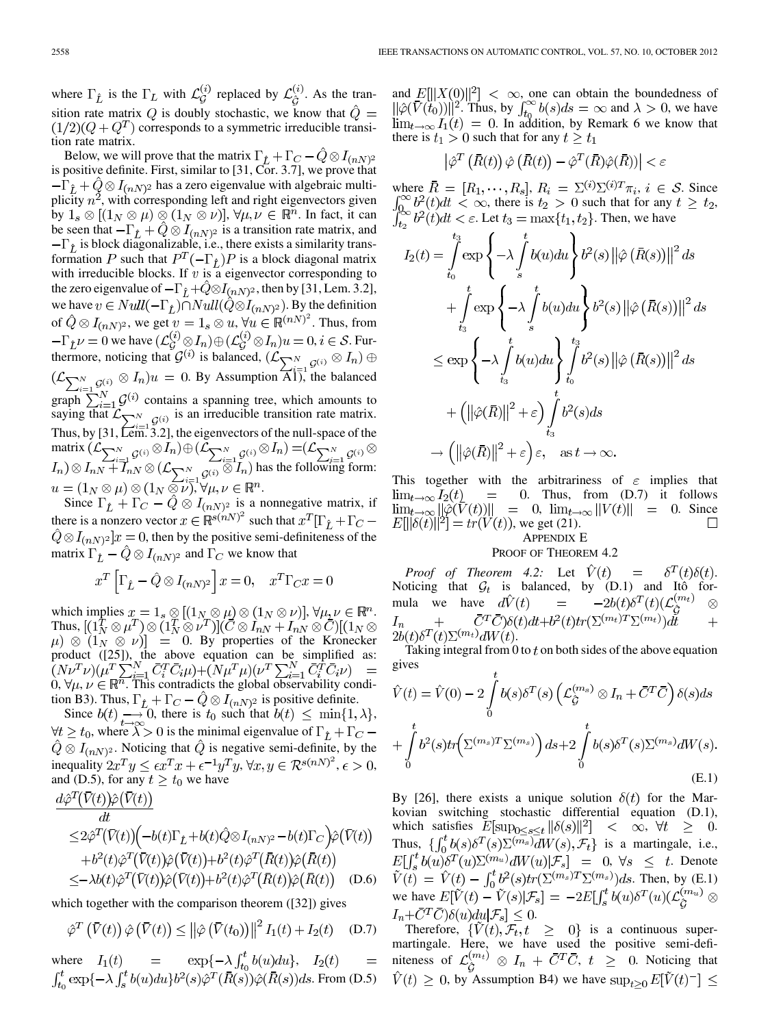where $\Gamma_{\hat{L}}$ is the $\Gamma_L$ with $\mathcal{L}_{\mathcal{G}}^{(i)}$ replaced by $\mathcal{L}_{\hat{\mathcal{G}}}^{(i)}$. As the transition rate matrix $Q$ is doubly stochastic, we know that $\hat{Q} = (1/2)(Q+Q^T)$ corresponds to a symmetric irreducible transition rate matrix.

Below, we will prove that the matrix $\Gamma_{\hat{L}} + \Gamma_C - \hat{Q}\otimes I_{(nN)^2}$ is positive definite. First, similar to [31, Cor. 3.7], we prove that $-\Gamma_{\hat{L}} + \hat{Q}\otimes I_{(nN)^2}$ has a zero eigenvalue with algebraic multiplicity $n^2$, with corresponding left and right eigenvectors given by $1_s \otimes [(1_N\otimes \mu)\otimes(1_N \otimes \nu)]$, $\forall \mu,\nu \in \mathbb{R}^n$. In fact, it can be seen that $-\Gamma_{\hat{L}} + \hat{Q}\otimes I_{(nN)^2}$ is a transition rate matrix, and $-\Gamma_{\hat{L}}$ is block diagonalizable, i.e., there exists a similarity transformation $P$ such that $P^T(-\Gamma_{\hat{L}})P$ is a block diagonal matrix with irreducible blocks. If $v$ is a eigenvector corresponding to the zero eigenvalue of $-\Gamma_{\hat{L}} + \hat{Q}\otimes I_{(nN)^2}$, then by [31, Lem. 3.2], we have $v \in Null(-\Gamma_{\hat{L}}) \cap Null(\hat{Q}\otimes I_{(nN)^2})$. By the definition of $\hat{Q}\otimes I_{(nN)^2}$, we get $v = 1_s \otimes u$, $\forall u \in \mathbb{R}^{(nN)^2}$. Thus, from $-\Gamma_{\hat{L}}\nu = 0$ we have $(\mathcal{L}_{\mathcal{G}}^{(i)}\otimes I_n)\oplus(\mathcal{L}_{\mathcal{G}}^{(i)}\otimes I_n)u = 0, i\in\mathcal{S}$. Furthermore, noticing that $\mathcal{G}^{(i)}$ is balanced, $(\mathcal{L}_{\sum_{i=1}^N \mathcal{G}^{(i)}}\otimes I_n)\oplus(\mathcal{L}_{\sum_{i=1}^N \mathcal{G}^{(i)}}\otimes I_n)u = 0$. By Assumption A1), the balanced graph $\sum_{i=1}^N \mathcal{G}^{(i)}$ contains a spanning tree, which amounts to saying that $\mathcal{L}_{\sum_{i=1}^N \mathcal{G}^{(i)}}$ is an irreducible transition rate matrix. Thus, by [31, Lem. 3.2], the eigenvectors of the null-space of the matrix $(\mathcal{L}_{\sum_{i=1}^N \mathcal{G}^{(i)}}\otimes I_n)\oplus(\mathcal{L}_{\sum_{i=1}^N \mathcal{G}^{(i)}}\otimes I_n) = (\mathcal{L}_{\sum_{i=1}^N \mathcal{G}^{(i)}}\otimes I_n)\otimes I_{nN} + I_{nN}\otimes(\mathcal{L}_{\sum_{i=1}^N \mathcal{G}^{(i)}}\otimes I_n)$ has the following form: $u = (1_N\otimes\mu)\otimes(1_N\otimes\nu)$, $\forall\mu,\nu\in\mathbb{R}^n$.

Since $\Gamma_{\hat{L}} + \Gamma_C - \hat{Q}\otimes I_{(nN)^2}$ is a nonnegative matrix, if there is a nonzero vector $x\in\mathbb{R}^{s(nN)^2}$ such that $x^T[\Gamma_{\hat{L}} + \Gamma_C - \hat{Q}\otimes I_{(nN)^2}]x = 0$, then by the positive semi-definiteness of the matrix $\Gamma_{\hat{L}} - \hat{Q}\otimes I_{(nN)^2}$ and $\Gamma_C$ we know that

$$x^T\left[\Gamma_{\hat{L}} - \hat{Q}\otimes I_{(nN)^2}\right]x = 0, \quad x^T\Gamma_C x = 0$$

which implies $x = 1_s\otimes[(1_N\otimes\mu)\otimes(1_N\otimes\nu)]$, $\forall\mu,\nu\in\mathbb{R}^n$. Thus, $[(1_N^T\otimes\mu^T)\otimes(1_N^T\otimes\nu^T)](\bar{C}\otimes I_{nN} + I_{nN}\otimes\bar{C})[(1_N\otimes\mu)\otimes(1_N\otimes\nu)] = 0$. By properties of the Kronecker product ([25]), the above equation can be simplified as: $(N\nu^T\nu)(\mu^T\sum_{i=1}^N \bar{C}_i^T\bar{C}_i\mu) + (N\mu^T\mu)(\nu^T\sum_{i=1}^N \bar{C}_i^T\bar{C}_i\nu) = 0, \forall\mu,\nu\in\mathbb{R}^n$. This contradicts the global observability condition B3). Thus, $\Gamma_{\hat{L}} + \Gamma_C - \hat{Q}\otimes I_{(nN)^2}$ is positive definite.

Since $b(t)\underset{t\to\infty}{\longrightarrow}0$, there is $t_0$ such that $b(t)\le\min\{1,\lambda\}$, $\forall t\ge t_0$, where $\lambda>0$ is the minimal eigenvalue of $\Gamma_{\hat{L}} + \Gamma_C - \hat{Q}\otimes I_{(nN)^2}$. Noticing that $\hat{Q}$ is negative semi-definite, by the inequality $2x^Ty\le\epsilon x^Tx + \epsilon^{-1}y^Ty, \forall x,y\in\mathcal{R}^{s(nN)^2}, \epsilon>0$, and (D.5), for any $t\ge t_0$ we have

$$\begin{aligned}
&\frac{d\hat{\varphi}^T(\bar{V}(t))\hat{\varphi}(\bar{V}(t))}{dt}\\
&\le 2\hat{\varphi}^T(\bar{V}(t))\Big(-b(t)\Gamma_{\hat{L}} + b(t)\hat{Q}\otimes I_{(nN)^2} - b(t)\Gamma_C\Big)\hat{\varphi}(\bar{V}(t))\\
&\quad + b^2(t)\hat{\varphi}^T(\bar{V}(t))\hat{\varphi}(\bar{V}(t)) + b^2(t)\hat{\varphi}^T(\bar{R}(t))\hat{\varphi}(\bar{R}(t))\\
&\le -\lambda b(t)\hat{\varphi}^T(\bar{V}(t))\hat{\varphi}(\bar{V}(t)) + b^2(t)\hat{\varphi}^T(\bar{R}(t))\hat{\varphi}(\bar{R}(t)) \quad \text{(D.6)}
\end{aligned}$$

which together with the comparison theorem ([32]) gives

$$\hat{\varphi}^T(\bar{V}(t))\hat{\varphi}(\bar{V}(t)) \le \|\hat{\varphi}(\bar{V}(t_0))\|^2 I_1(t) + I_2(t) \quad \text{(D.7)}$$

where $I_1(t) = \exp\{-\lambda\int_{t_0}^t b(u)du\}$, $I_2(t) = \int_{t_0}^t \exp\{-\lambda\int_s^t b(u)du\}b^2(s)\hat{\varphi}^T(\bar{R}(s))\hat{\varphi}(\bar{R}(s))ds$. From (D.5) and $E[\|X(0)\|^2]<\infty$, one can obtain the boundedness of $\|\hat{\varphi}(\bar{V}(t_0))\|^2$. Thus, by $\int_{t_0}^\infty b(s)ds=\infty$ and $\lambda>0$, we have $\lim_{t\to\infty}I_1(t)=0$. In addition, by Remark 6 we know that there is $t_1>0$ such that for any $t\ge t_1$

$$\left|\hat{\varphi}^T(\bar{R}(t))\hat{\varphi}(\bar{R}(t)) - \hat{\varphi}^T(\bar{R})\hat{\varphi}(\bar{R})\right| < \varepsilon$$

where $\bar{R} = [R_1,\cdots,R_s]$, $R_i = \Sigma^{(i)}\Sigma^{(i)T}\pi_i$, $i\in\mathcal{S}$. Since $\int_0^\infty b^2(t)dt<\infty$, there is $t_2>0$ such that for any $t\ge t_2$, $\int_{t_2}^\infty b^2(t)dt<\varepsilon$. Let $t_3=\max\{t_1,t_2\}$. Then, we have

$$\begin{aligned}
I_2(t) &= \int_{t_0}^{t_3}\exp\left\{-\lambda\int_s^t b(u)du\right\}b^2(s)\|\hat{\varphi}(\bar{R}(s))\|^2ds\\
&\quad + \int_{t_3}^{t}\exp\left\{-\lambda\int_s^t b(u)du\right\}b^2(s)\|\hat{\varphi}(\bar{R}(s))\|^2ds\\
&\le \exp\left\{-\lambda\int_{t_3}^t b(u)du\right\}\int_{t_0}^{t_3}b^2(s)\|\hat{\varphi}(\bar{R}(s))\|^2ds\\
&\quad + \left(\|\hat{\varphi}(\bar{R})\|^2+\varepsilon\right)\int_{t_3}^t b^2(s)ds\\
&\to \left(\|\hat{\varphi}(\bar{R})\|^2+\varepsilon\right)\varepsilon, \quad \text{as } t\to\infty.
\end{aligned}$$

This together with the arbitrariness of $\varepsilon$ implies that $\lim_{t\to\infty}I_2(t)=0$. Thus, from (D.7) it follows $\lim_{t\to\infty}\|\hat{\varphi}(\bar{V}(t))\|=0$, $\lim_{t\to\infty}\|V(t)\|=0$. Since $E[\|\delta(t)\|^2]=tr(V(t))$, we get (21). $\square$

## Appendix E
## Proof of Theorem 4.2

*Proof of Theorem 4.2:* Let $\hat{V}(t)=\delta^T(t)\delta(t)$. Noticing that $\mathcal{G}_t$ is balanced, by (D.1) and Itô formula we have $d\hat{V}(t) = -2b(t)\delta^T(t)(\mathcal{L}_{\hat{\mathcal{G}}}^{(m_t)}\otimes I_n + \bar{C}^T\bar{C})\delta(t)dt + b^2(t)tr(\Sigma^{(m_t)T}\Sigma^{(m_t)})dt + 2b(t)\delta^T(t)\Sigma^{(m_t)}dW(t)$.

Taking integral from 0 to $t$ on both sides of the above equation gives

$$\begin{aligned}
\hat{V}(t) &= \hat{V}(0) - 2\int_0^t b(s)\delta^T(s)\left(\mathcal{L}_{\hat{\mathcal{G}}}^{(m_s)}\otimes I_n + \bar{C}^T\bar{C}\right)\delta(s)ds\\
&\quad + \int_0^t b^2(s)tr\Big(\Sigma^{(m_s)T}\Sigma^{(m_s)}\Big)ds + 2\int_0^t b(s)\delta^T(s)\Sigma^{(m_s)}dW(s).
\end{aligned} \quad \text{(E.1)}$$

By [26], there exists a unique solution $\delta(t)$ for the Markovian switching stochastic differential equation (D.1), which satisfies $E[\sup_{0\le s\le t}\|\delta(s)\|^2]<\infty$, $\forall t\ge 0$. Thus, $\{\int_0^t b(s)\delta^T(s)\Sigma^{(m_s)}dW(s),\mathcal{F}_t\}$ is a martingale, i.e., $E[\int_s^t b(u)\delta^T(u)\Sigma^{(m_u)}dW(u)|\mathcal{F}_s]=0$, $\forall s\le t$. Denote $\tilde{V}(t)=\hat{V}(t)-\int_0^t b^2(s)tr(\Sigma^{(m_s)T}\Sigma^{(m_s)})ds$. Then, by (E.1) we have $E[\tilde{V}(t)-\tilde{V}(s)|\mathcal{F}_s] = -2E[\int_s^t b(u)\delta^T(u)(\mathcal{L}_{\hat{\mathcal{G}}}^{(m_u)}\otimes I_n + \bar{C}^T\bar{C})\delta(u)du|\mathcal{F}_s]\le 0$.

Therefore, $\{\tilde{V}(t),\mathcal{F}_t, t\ge 0\}$ is a continuous supermartingale. Here, we have used the positive semi-definiteness of $\mathcal{L}_{\hat{\mathcal{G}}}^{(m_t)}\otimes I_n + \bar{C}^T\bar{C}$, $t\ge 0$. Noticing that $\hat{V}(t)\ge 0$, by Assumption B4) we have $\sup_{t\ge 0}E[\tilde{V}(t)^-]\le$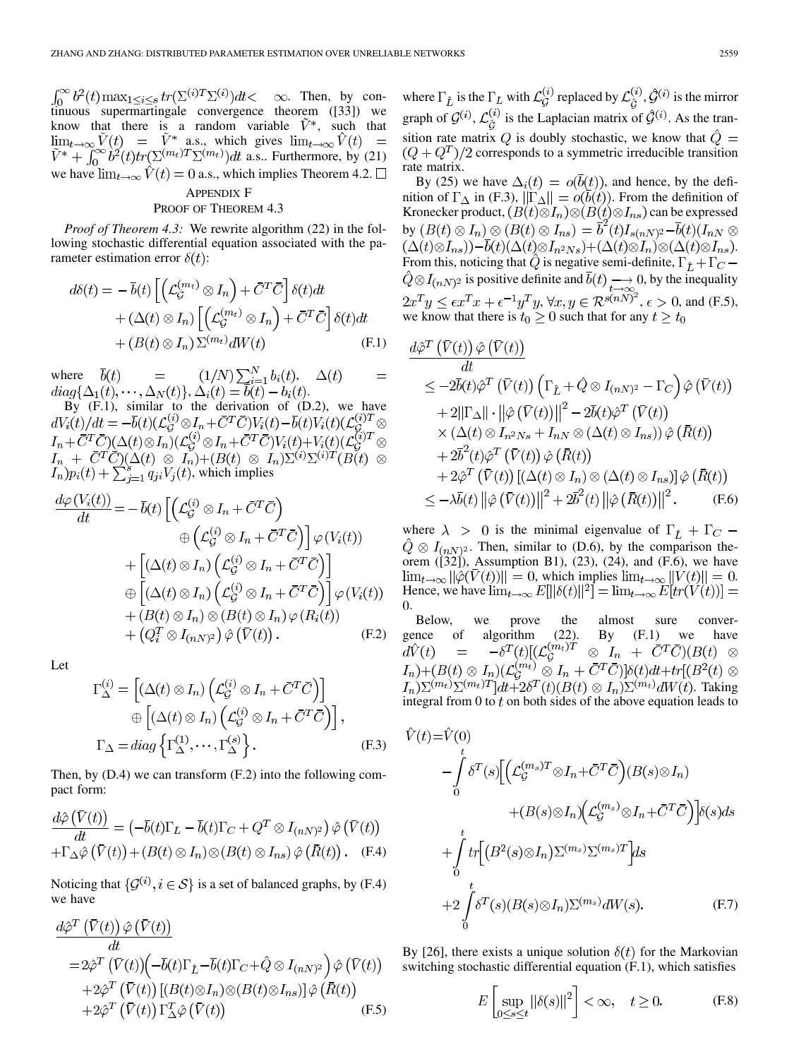$\int_0^\infty b^2(t) \max_{1\le i\le s} tr(\Sigma^{(i)T}\Sigma^{(i)})dt < \infty$. Then, by continuous supermartingale convergence theorem ([33]) we know that there is a random variable $\hat{V}^*$, such that $\lim_{t\to\infty} \tilde{V}(t) = \tilde{V}^*$ a.s., which gives $\lim_{t\to\infty} \hat{V}(t) = \tilde{V}^* + \int_0^\infty b^2(t) tr(\Sigma^{(m_t)T}\Sigma^{(m_t)})dt$ a.s.. Furthermore, by (21) we have $\lim_{t\to\infty} \hat{V}(t) = 0$ a.s., which implies Theorem 4.2. □

## Appendix F
## Proof of Theorem 4.3

*Proof of Theorem 4.3:* We rewrite algorithm (22) in the following stochastic differential equation associated with the parameter estimation error $\delta(t)$:

$$\begin{aligned} d\delta(t) =& -\bar{b}(t)\left[\left(\mathcal{L}_{\mathcal{G}}^{(m_t)} \otimes I_n\right) + \bar{C}^T\bar{C}\right]\delta(t)dt \\ &+ (\Delta(t)\otimes I_n)\left[\left(\mathcal{L}_{\mathcal{G}}^{(m_t)} \otimes I_n\right) + \bar{C}^T\bar{C}\right]\delta(t)dt \\ &+ (B(t)\otimes I_n)\Sigma^{(m_t)}dW(t) \end{aligned} \tag{F.1}$$

where $\bar{b}(t) = (1/N)\sum_{i=1}^N b_i(t)$, $\Delta(t) = diag\{\Delta_1(t), \cdots, \Delta_N(t)\}$, $\Delta_i(t) = \bar{b}(t) - b_i(t)$.

By (F.1), similar to the derivation of (D.2), we have $dV_i(t)/dt = -\bar{b}(t)(\mathcal{L}_{\mathcal{G}}^{(i)}\otimes I_n + \bar{C}^T\bar{C})V_i(t) - \bar{b}(t)V_i(t)(\mathcal{L}_{\mathcal{G}}^{(i)T}\otimes I_n + \bar{C}^T\bar{C})(\Delta(t)\otimes I_n)(\mathcal{L}_{\mathcal{G}}^{(i)}\otimes I_n + \bar{C}^T\bar{C})V_i(t) + V_i(t)(\mathcal{L}_{\mathcal{G}}^{(i)T}\otimes I_n + \bar{C}^T\bar{C})(\Delta(t)\otimes I_n) + (B(t)\otimes I_n)\Sigma^{(i)}\Sigma^{(i)T}(B(t)\otimes I_n)p_i(t) + \sum_{j=1}^s q_{ji}V_j(t)$, which implies

$$\begin{aligned} \frac{d\varphi(V_i(t))}{dt} =& -\bar{b}(t)\left[\left(\mathcal{L}_{\mathcal{G}}^{(i)}\otimes I_n + \bar{C}^T\bar{C}\right)\right.\\ &\left.\oplus\left(\mathcal{L}_{\mathcal{G}}^{(i)}\otimes I_n + \bar{C}^T\bar{C}\right)\right]\varphi(V_i(t)) \\ &+ \left[(\Delta(t)\otimes I_n)\left(\mathcal{L}_{\mathcal{G}}^{(i)}\otimes I_n + \bar{C}^T\bar{C}\right)\right]\\ &\oplus\left[(\Delta(t)\otimes I_n)\left(\mathcal{L}_{\mathcal{G}}^{(i)}\otimes I_n + \bar{C}^T\bar{C}\right)\right]\varphi(V_i(t)) \\ &+ (B(t)\otimes I_n)\otimes(B(t)\otimes I_n)\varphi(R_i(t)) \\ &+ \left(Q_i^T\otimes I_{(nN)^2}\right)\hat{\varphi}\left(\bar{V}(t)\right). \end{aligned} \tag{F.2}$$

Let

$$\begin{aligned} \Gamma_\Delta^{(i)} =& \left[(\Delta(t)\otimes I_n)\left(\mathcal{L}_{\mathcal{G}}^{(i)}\otimes I_n + \bar{C}^T\bar{C}\right)\right]\\ &\oplus\left[(\Delta(t)\otimes I_n)\left(\mathcal{L}_{\mathcal{G}}^{(i)}\otimes I_n + \bar{C}^T\bar{C}\right)\right], \\ \Gamma_\Delta =& diag\left\{\Gamma_\Delta^{(1)}, \cdots, \Gamma_\Delta^{(s)}\right\}. \end{aligned} \tag{F.3}$$

Then, by (D.4) we can transform (F.2) into the following compact form:

$$\begin{aligned} \frac{d\hat{\varphi}\left(\bar{V}(t)\right)}{dt} =& \left(-\bar{b}(t)\Gamma_L - \bar{b}(t)\Gamma_C + Q^T\otimes I_{(nN)^2}\right)\hat{\varphi}\left(\bar{V}(t)\right) \\ &+ \Gamma_\Delta\hat{\varphi}\left(\bar{V}(t)\right) + (B(t)\otimes I_n)\otimes(B(t)\otimes I_{ns})\hat{\varphi}\left(\bar{R}(t)\right). \end{aligned} \tag{F.4}$$

Noticing that $\{\mathcal{G}^{(i)}, i\in\mathcal{S}\}$ is a set of balanced graphs, by (F.4) we have

$$\begin{aligned} \frac{d\hat{\varphi}^T\left(\bar{V}(t)\right)\hat{\varphi}\left(\bar{V}(t)\right)}{dt} =& 2\hat{\varphi}^T\left(\bar{V}(t)\right)\left(-\bar{b}(t)\Gamma_{\hat{L}} - \bar{b}(t)\Gamma_C + \hat{Q}\otimes I_{(nN)^2}\right)\hat{\varphi}\left(\bar{V}(t)\right) \\ &+ 2\hat{\varphi}^T\left(\bar{V}(t)\right)\left[(B(t)\otimes I_n)\otimes(B(t)\otimes I_{ns})\right]\hat{\varphi}\left(\bar{R}(t)\right) \\ &+ 2\hat{\varphi}^T\left(\bar{V}(t)\right)\Gamma_\Delta^T\hat{\varphi}\left(\bar{V}(t)\right) \end{aligned} \tag{F.5}$$

where $\Gamma_{\hat{L}}$ is the $\Gamma_L$ with $\mathcal{L}_{\mathcal{G}}^{(i)}$ replaced by $\mathcal{L}_{\hat{\mathcal{G}}}^{(i)}$, $\hat{\mathcal{G}}^{(i)}$ is the mirror graph of $\mathcal{G}^{(i)}$, $\mathcal{L}_{\hat{\mathcal{G}}}^{(i)}$ is the Laplacian matrix of $\hat{\mathcal{G}}^{(i)}$. As the transition rate matrix $Q$ is doubly stochastic, we know that $\hat{Q} = (Q + Q^T)/2$ corresponds to a symmetric irreducible transition rate matrix.

By (25) we have $\Delta_i(t) = o(\bar{b}(t))$, and hence, by the definition of $\Gamma_\Delta$ in (F.3), $\|\Gamma_\Delta\| = o(\bar{b}(t))$. From the definition of Kronecker product, $(B(t)\otimes I_n)\otimes(B(t)\otimes I_{ns})$ can be expressed by $(B(t)\otimes I_n)\otimes(B(t)\otimes I_{ns}) = \bar{b}^2(t)I_{s(nN)^2} - \bar{b}(t)(I_{nN}\otimes(\Delta(t)\otimes I_{ns})) - \bar{b}(t)(\Delta(t)\otimes I_{n^2Ns}) + (\Delta(t)\otimes I_n)\otimes(\Delta(t)\otimes I_{ns})$. From this, noticing that $\hat{Q}$ is negative semi-definite, $\Gamma_{\hat{L}} + \Gamma_C - \hat{Q}\otimes I_{(nN)^2}$ is positive definite and $\bar{b}(t) \underset{t\to\infty}{\longrightarrow} 0$, by the inequality $2x^Ty \le \epsilon x^Tx + \epsilon^{-1}y^Ty, \forall x,y\in\mathcal{R}^{s(nN)^2}, \epsilon > 0$, and (F.5), we know that there is $t_0 \ge 0$ such that for any $t \ge t_0$

$$\begin{aligned} \frac{d\hat{\varphi}^T\left(\bar{V}(t)\right)\hat{\varphi}\left(\bar{V}(t)\right)}{dt} \le& -2\bar{b}(t)\hat{\varphi}^T\left(\bar{V}(t)\right)\left(\Gamma_{\hat{L}} + \hat{Q}\otimes I_{(nN)^2} - \Gamma_C\right)\hat{\varphi}\left(\bar{V}(t)\right) \\ &+ 2\|\Gamma_\Delta\|\cdot\left\|\hat{\varphi}\left(\bar{V}(t)\right)\right\|^2 - 2\bar{b}(t)\hat{\varphi}^T\left(\bar{V}(t)\right) \\ &\times\left(\Delta(t)\otimes I_{n^2Ns} + I_{nN}\otimes(\Delta(t)\otimes I_{ns})\right)\hat{\varphi}\left(\bar{R}(t)\right) \\ &+ 2\bar{b}^2(t)\hat{\varphi}^T\left(\bar{V}(t)\right)\hat{\varphi}\left(\bar{R}(t)\right) \\ &+ 2\hat{\varphi}^T\left(\bar{V}(t)\right)\left[(\Delta(t)\otimes I_n)\otimes(\Delta(t)\otimes I_{ns})\right]\hat{\varphi}\left(\bar{R}(t)\right) \\ \le& -\lambda\bar{b}(t)\left\|\hat{\varphi}\left(\bar{V}(t)\right)\right\|^2 + 2\bar{b}^2(t)\left\|\hat{\varphi}\left(\bar{R}(t)\right)\right\|^2. \end{aligned} \tag{F.6}$$

where $\lambda > 0$ is the minimal eigenvalue of $\Gamma_{\hat{L}} + \Gamma_C - \hat{Q}\otimes I_{(nN)^2}$. Then, similar to (D.6), by the comparison theorem ([32]), Assumption B1), (23), (24), and (F.6), we have $\lim_{t\to\infty}\|\hat{\varphi}(\bar{V}(t))\| = 0$, which implies $\lim_{t\to\infty}\|V(t)\| = 0$. Hence, we have $\lim_{t\to\infty} E[\|\delta(t)\|^2] = \lim_{t\to\infty} E[tr(V(t))] = 0$.

Below, we prove the almost sure convergence of algorithm (22). By (F.1) we have $d\hat{V}(t) = -\delta^T(t)[(\mathcal{L}_{\mathcal{G}}^{(m_t)T}\otimes I_n + \bar{C}^T\bar{C})(B(t)\otimes I_n) + (B(t)\otimes I_n)(\mathcal{L}_{\mathcal{G}}^{(m_t)}\otimes I_n + \bar{C}^T\bar{C})]\delta(t)dt + tr[(B^2(t)\otimes I_n)\Sigma^{(m_t)}\Sigma^{(m_t)T}]dt + 2\delta^T(t)(B(t)\otimes I_n)\Sigma^{(m_t)}dW(t)$. Taking integral from 0 to $t$ on both sides of the above equation leads to

$$\begin{aligned} \hat{V}(t) =& \hat{V}(0) \\ &- \int_0^t \delta^T(s)\left[\left(\mathcal{L}_{\mathcal{G}}^{(m_s)T}\otimes I_n + \bar{C}^T\bar{C}\right)(B(s)\otimes I_n)\right.\\ &\left.+ (B(s)\otimes I_n)\left(\mathcal{L}_{\mathcal{G}}^{(m_s)}\otimes I_n + \bar{C}^T\bar{C}\right)\right]\delta(s)ds \\ &+ \int_0^t tr\left[\left(B^2(s)\otimes I_n\right)\Sigma^{(m_s)}\Sigma^{(m_s)T}\right]ds \\ &+ 2\int_0^t \delta^T(s)(B(s)\otimes I_n)\Sigma^{(m_s)}dW(s). \end{aligned} \tag{F.7}$$

By [26], there exists a unique solution $\delta(t)$ for the Markovian switching stochastic differential equation (F.1), which satisfies

$$E\left[\sup_{0\le s\le t}\|\delta(s)\|^2\right] < \infty, \quad t \ge 0. \tag{F.8}$$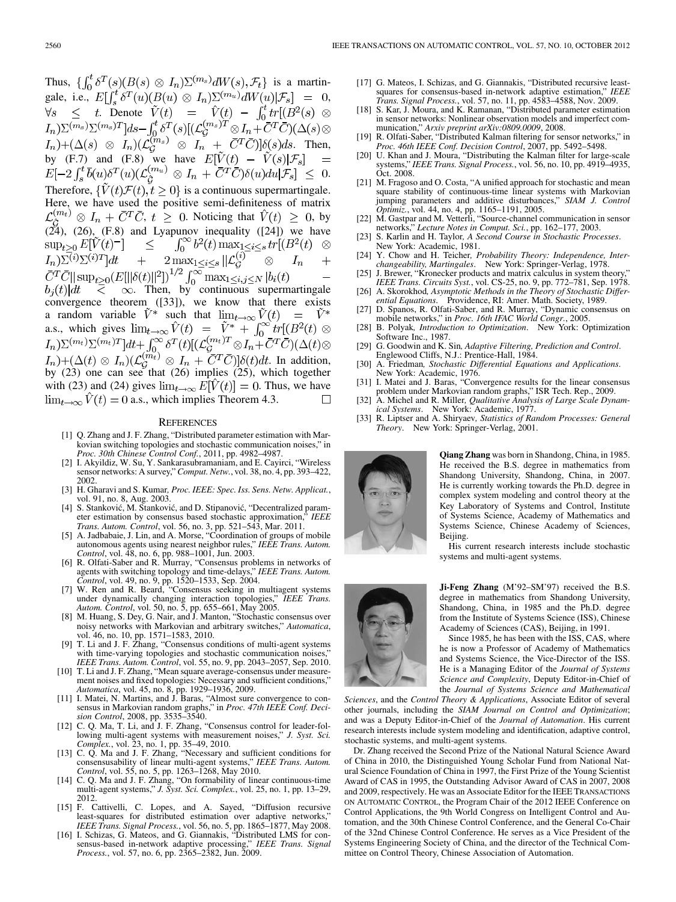Thus, $\{\int_0^t \delta^T(s)(B(s)\otimes I_n)\Sigma^{(m_s)}dW(s),\mathcal{F}_t\}$ is a martingale, i.e., $E[\int_s^t \delta^T(u)(B(u)\otimes I_n)\Sigma^{(m_u)}dW(u)|\mathcal{F}_s] = 0$, $\forall s \le t$. Denote $\tilde{V}(t) = \hat{V}(t) - \int_0^t tr[(B^2(s)\otimes I_n)\Sigma^{(m_s)}\Sigma^{(m_s)T}]ds - \int_0^t \delta^T(s)[(\mathcal{L}_{\hat{\mathcal{G}}}^{(m_s)T}\otimes I_n + \bar{C}^T\bar{C})(\Delta(s)\otimes I_n) + (\Delta(s)\otimes I_n)(\mathcal{L}_{\hat{\mathcal{G}}}^{(m_s)}\otimes I_n + \bar{C}^T\bar{C})]\delta(s)ds$. Then, by (F.7) and (F.8) we have $E[\tilde{V}(t) - \tilde{V}(s)|\mathcal{F}_s] = E[-2\int_s^t \bar{b}(u)\delta^T(u)(\mathcal{L}_{\hat{\mathcal{G}}}^{(m_u)}\otimes I_n + \bar{C}^T\bar{C})\delta(u)du|\mathcal{F}_s] \le 0$. Therefore, $\{\tilde{V}(t)\mathcal{F}(t), t\ge 0\}$ is a continuous supermartingale. Here, we have used the positive semi-definiteness of matrix $\mathcal{L}_{\hat{\mathcal{G}}}^{(m_t)}\otimes I_n + \bar{C}^T\bar{C}$, $t \ge 0$. Noticing that $\hat{V}(t)\ge 0$, by (24), (26), (F.8) and Lyapunov inequality ([24]) we have $\sup_{t\ge 0} E[\tilde{V}(t)^-] \le \int_0^\infty b^2(t)\max_{1\le i\le s} tr[(B^2(t)\otimes I_n)\Sigma^{(i)}\Sigma^{(i)T}]dt + 2\max_{1\le i\le s}\|\mathcal{L}_{\mathcal{G}}^{(i)}\otimes I_n + \bar{C}^T\bar{C}\|\sup_{t\ge 0}(E[\|\delta(t)\|^2])^{1/2}\int_0^\infty \max_{1\le i,j\le N}|b_i(t) - b_j(t)|dt < \infty$. Then, by continuous supermartingale convergence theorem ([33]), we know that there exists a random variable $\tilde{V}^*$ such that $\lim_{t\to\infty}\tilde{V}(t) = \tilde{V}^*$ a.s., which gives $\lim_{t\to\infty}\hat{V}(t) = \tilde{V}^* + \int_0^\infty tr[(B^2(t)\otimes I_n)\Sigma^{(m_t)}\Sigma^{(m_t)T}]dt + \int_0^\infty \delta^T(t)[(\mathcal{L}_{\mathcal{G}}^{(m_t)T}\otimes I_n + \bar{C}^T\bar{C})(\Delta(t)\otimes I_n) + (\Delta(t)\otimes I_n)(\mathcal{L}_{\mathcal{G}}^{(m_t)}\otimes I_n + \bar{C}^T\bar{C})]\delta(t)dt$. In addition, by (23) one can see that (26) implies (25), which together with (23) and (24) gives $\lim_{t\to\infty}E[\hat{V}(t)] = 0$. Thus, we have $\lim_{t\to\infty}\hat{V}(t) = 0$ a.s., which implies Theorem 4.3. □

## References

[1] Q. Zhang and J. F. Zhang, "Distributed parameter estimation with Markovian switching topologies and stochastic communication noises," in *Proc. 30th Chinese Control Conf.*, 2011, pp. 4982–4987.

[2] I. Akyildiz, W. Su, Y. Sankarasubramaniam, and E. Cayirci, "Wireless sensor networks: A survey," *Comput. Netw.*, vol. 38, no. 4, pp. 393–422, 2002.

[3] H. Gharavi and S. Kumar, *Proc. IEEE: Spec. Iss. Sens. Netw. Applicat.*, vol. 91, no. 8, Aug. 2003.

[4] S. Stanković, M. Stanković, and D. Stipanović, "Decentralized parameter estimation by consensus based stochastic approximation," *IEEE Trans. Autom. Control*, vol. 56, no. 3, pp. 521–543, Mar. 2011.

[5] A. Jadbabaie, J. Lin, and A. Morse, "Coordination of groups of mobile autonomous agents using nearest neighbor rules," *IEEE Trans. Autom. Control*, vol. 48, no. 6, pp. 988–1001, Jun. 2003.

[6] R. Olfati-Saber and R. Murray, "Consensus problems in networks of agents with switching topology and time-delays," *IEEE Trans. Autom. Control*, vol. 49, no. 9, pp. 1520–1533, Sep. 2004.

[7] W. Ren and R. Beard, "Consensus seeking in multiagent systems under dynamically changing interaction topologies," *IEEE Trans. Autom. Control*, vol. 50, no. 5, pp. 655–661, May 2005.

[8] M. Huang, S. Dey, G. Nair, and J. Manton, "Stochastic consensus over noisy networks with Markovian and arbitrary switches," *Automatica*, vol. 46, no. 10, pp. 1571–1583, 2010.

[9] T. Li and J. F. Zhang, "Consensus conditions of multi-agent systems with time-varying topologies and stochastic communication noises," *IEEE Trans. Autom. Control*, vol. 55, no. 9, pp. 2043–2057, Sep. 2010.

[10] T. Li and J. F. Zhang, "Mean square average-consensus under measurement noises and fixed topologies: Necessary and sufficient conditions," *Automatica*, vol. 45, no. 8, pp. 1929–1936, 2009.

[11] I. Matei, N. Martins, and J. Baras, "Almost sure convergence to consensus in Markovian random graphs," in *Proc. 47th IEEE Conf. Decision Control*, 2008, pp. 3535–3540.

[12] C. Q. Ma, T. Li, and J. F. Zhang, "Consensus control for leader-following multi-agent systems with measurement noises," *J. Syst. Sci. Complex.*, vol. 23, no. 1, pp. 35–49, 2010.

[13] C. Q. Ma and J. F. Zhang, "Necessary and sufficient conditions for consensusability of linear multi-agent systems," *IEEE Trans. Autom. Control*, vol. 55, no. 5, pp. 1263–1268, May 2010.

[14] C. Q. Ma and J. F. Zhang, "On formability of linear continuous-time multi-agent systems," *J. Syst. Sci. Complex.*, vol. 25, no. 1, pp. 13–29, 2012.

[15] F. Cattivelli, C. Lopes, and A. Sayed, "Diffusion recursive least-squares for distributed estimation over adaptive networks," *IEEE Trans. Signal Process.*, vol. 56, no. 5, pp. 1865–1877, May 2008.

[16] I. Schizas, G. Mateos, and G. Giannakis, "Distributed LMS for consensus-based in-network adaptive processing," *IEEE Trans. Signal Process.*, vol. 57, no. 6, pp. 2365–2382, Jun. 2009.

[17] G. Mateos, I. Schizas, and G. Giannakis, "Distributed recursive least-squares for consensus-based in-network adaptive estimation," *IEEE Trans. Signal Process.*, vol. 57, no. 11, pp. 4583–4588, Nov. 2009.

[18] S. Kar, J. Moura, and K. Ramanan, "Distributed parameter estimation in sensor networks: Nonlinear observation models and imperfect communication," *Arxiv preprint arXiv:0809.0009*, 2008.

[19] R. Olfati-Saber, "Distributed Kalman filtering for sensor networks," in *Proc. 46th IEEE Conf. Decision Control*, 2007, pp. 5492–5498.

[20] U. Khan and J. Moura, "Distributing the Kalman filter for large-scale systems," *IEEE Trans. Signal Process.*, vol. 56, no. 10, pp. 4919–4935, Oct. 2008.

[21] M. Fragoso and O. Costa, "A unified approach for stochastic and mean square stability of continuous-time linear systems with Markovian jumping parameters and additive disturbances," *SIAM J. Control Optimiz.*, vol. 44, no. 4, pp. 1165–1191, 2005.

[22] M. Gastpar and M. Vetterli, "Source-channel communication in sensor networks," *Lecture Notes in Comput. Sci.*, pp. 162–177, 2003.

[23] S. Karlin and H. Taylor, *A Second Course in Stochastic Processes*. New York: Academic, 1981.

[24] Y. Chow and H. Teicher, *Probability Theory: Independence, Interchangeability, Martingales*. New York: Springer-Verlag, 1978.

[25] J. Brewer, "Kronecker products and matrix calculus in system theory," *IEEE Trans. Circuits Syst.*, vol. CS-25, no. 9, pp. 772–781, Sep. 1978.

[26] A. Skorokhod, *Asymptotic Methods in the Theory of Stochastic Differential Equations*. Providence, RI: Amer. Math. Society, 1989.

[27] D. Spanos, R. Olfati-Saber, and R. Murray, "Dynamic consensus on mobile networks," in *Proc. 16th IFAC World Congr.*, 2005.

[28] B. Polyak, *Introduction to Optimization*. New York: Optimization Software Inc., 1987.

[29] G. Goodwin and K. Sin, *Adaptive Filtering, Prediction and Control*. Englewood Cliffs, N.J.: Prentice-Hall, 1984.

[30] A. Friedman, *Stochastic Differential Equations and Applications*. New York: Academic, 1976.

[31] I. Matei and J. Baras, "Convergence results for the linear consensus problem under Markovian random graphs," ISR Tech. Rep., 2009.

[32] A. Michel and R. Miller, *Qualitative Analysis of Large Scale Dynamical Systems*. New York: Academic, 1977.

[33] R. Liptser and A. Shiryaev, *Statistics of Random Processes: General Theory*. New York: Springer-Verlag, 2001.

**Qiang Zhang** was born in Shandong, China, in 1985. He received the B.S. degree in mathematics from Shandong University, Shandong, China, in 2007. He is currently working towards the Ph.D. degree in complex system modeling and control theory at the Key Laboratory of Systems and Control, Institute of Systems Science, Academy of Mathematics and Systems Science, Chinese Academy of Sciences, Beijing.

His current research interests include stochastic systems and multi-agent systems.

**Ji-Feng Zhang** (M'92–SM'97) received the B.S. degree in mathematics from Shandong University, Shandong, China, in 1985 and the Ph.D. degree from the Institute of Systems Science (ISS), Chinese Academy of Sciences (CAS), Beijing, in 1991.

Since 1985, he has been with the ISS, CAS, where he is now a Professor of Academy of Mathematics and Systems Science, the Vice-Director of the ISS. He is a Managing Editor of the *Journal of Systems Science and Complexity*, Deputy Editor-in-Chief of the *Journal of Systems Science and Mathematical Sciences*, and the *Control Theory & Applications*, Associate Editor of several other journals, including the *SIAM Journal on Control and Optimization*; and was a Deputy Editor-in-Chief of the *Journal of Automation*. His current research interests include system modeling and identification, adaptive control, stochastic systems, and multi-agent systems.

Dr. Zhang received the Second Prize of the National Natural Science Award of China in 2010, the Distinguished Young Scholar Fund from National Natural Science Foundation of China in 1997, the First Prize of the Young Scientist Award of CAS in 1995, the Outstanding Advisor Award of CAS in 2007, 2008 and 2009, respectively. He was an Associate Editor for the IEEE Transactions on Automatic Control, the Program Chair of the 2012 IEEE Conference on Control Applications, the 9th World Congress on Intelligent Control and Automation, and the 30th Chinese Control Conference, and the General Co-Chair of the 32nd Chinese Control Conference. He serves as a Vice President of the Systems Engineering Society of China, and the director of the Technical Committee on Control Theory, Chinese Association of Automation.